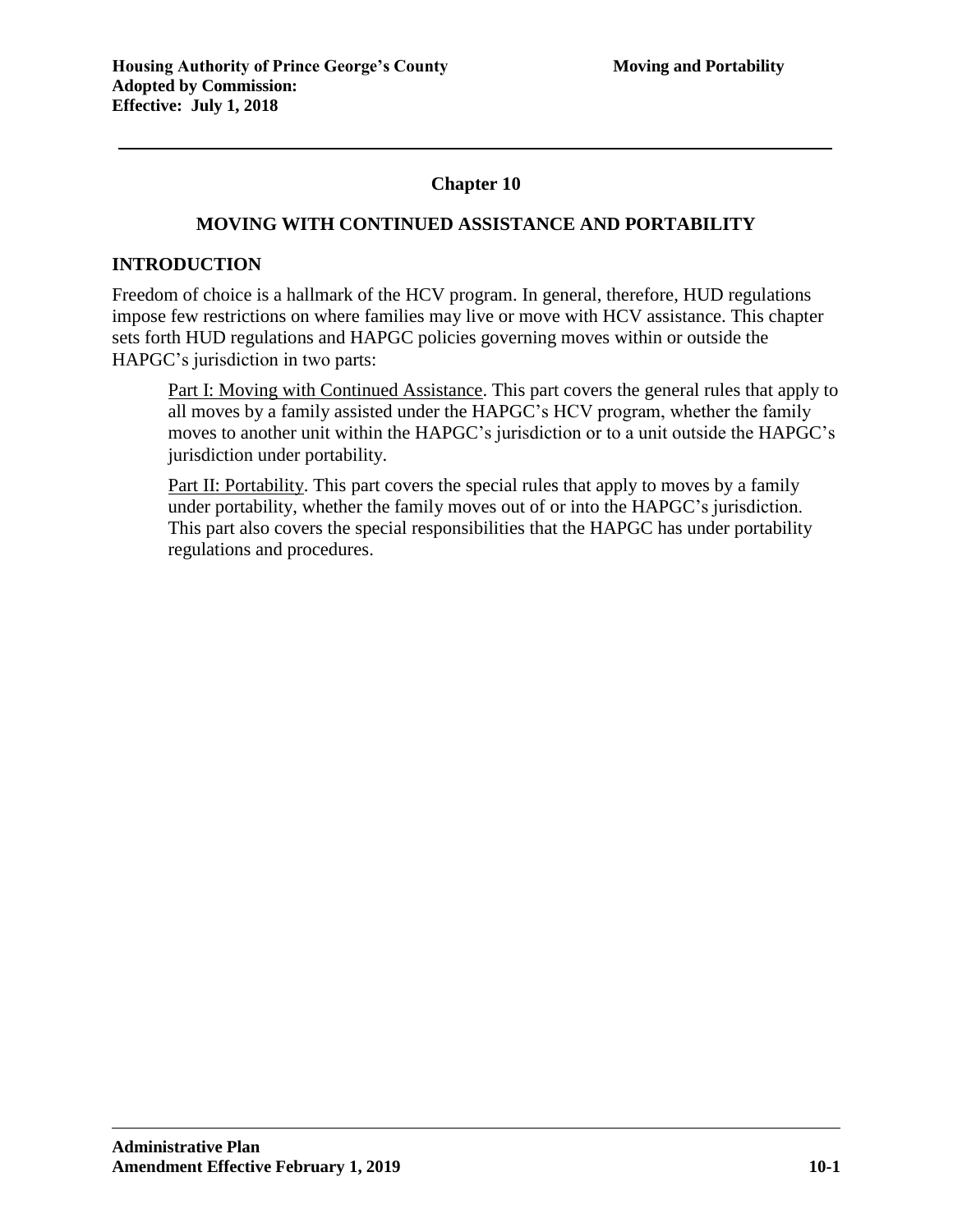# Chapter 10

## MOVING WITH CONTINUED ASSISTANCE AND PORTABILITY

### INTRODUCTION

Freedom of choice is a hallmark of the HCV program. In general, therefore, HUD regulations impose few restrictions on where families may live or move with HCV assistance. This chapter sets forth HUD regulations and HAPGC policies governing moves within or outside the HAPGC's jurisdiction in two parts:

Part I: Moving with Continued Assistance. This part covers the general rules that apply to all moves by a family assisted under the HAPGC's HCV program, whether the family moves to another unit within the HAPGC's jurisdiction or to a unit outside the HAPGC's jurisdiction under portability.

Part II: Portability. This part covers the special rules that apply to moves by a family under portability, whether the family moves out of or into the HAPGC's jurisdiction. This part also covers the special responsibilities that the HAPGC has under portability regulations and procedures.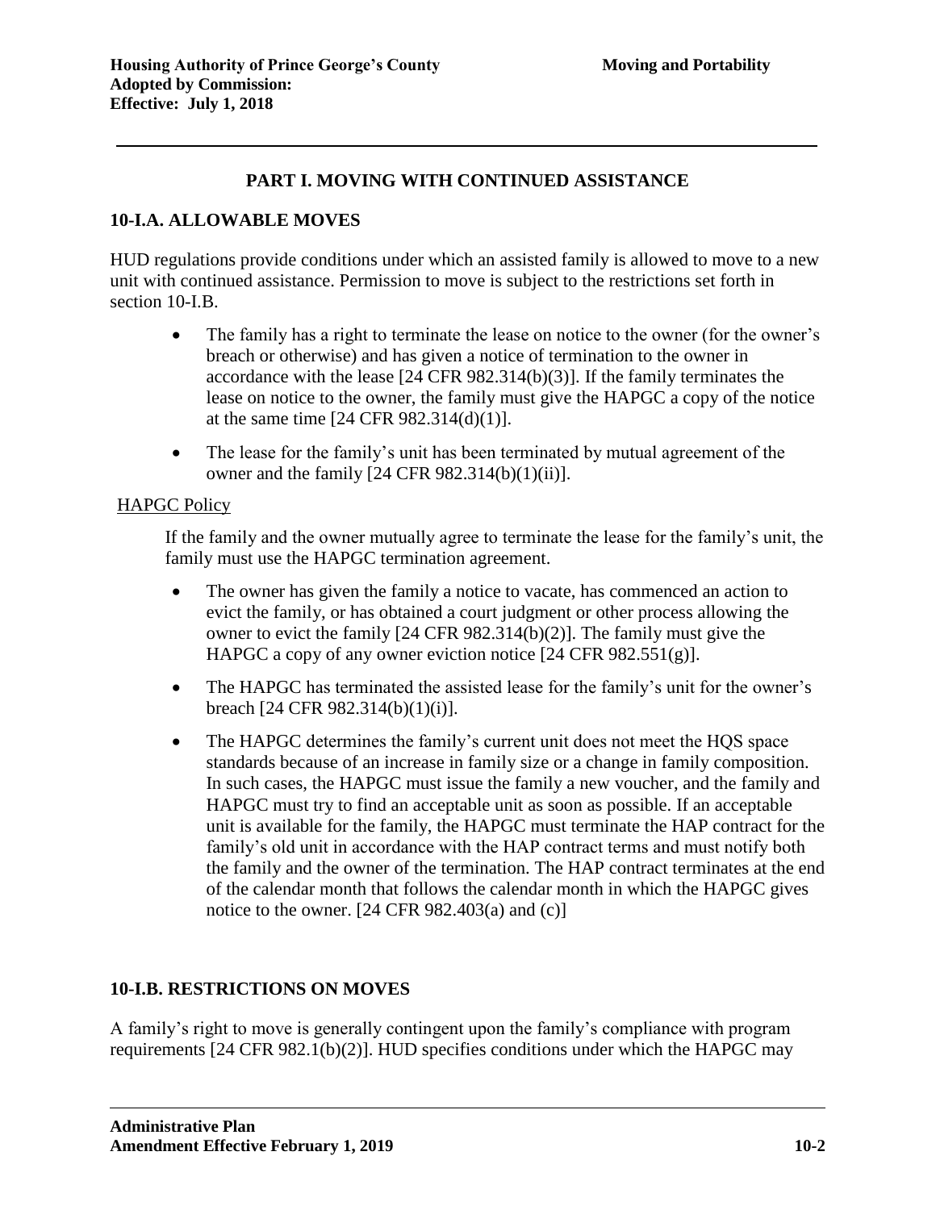## PART I. MOVING WITH CONTINUED ASSISTANCE

### 10-I.A. ALLOWABLE MOVES

HUD regulations provide conditions under which an assisted family is allowed to move to a new unit with continued assistance. Permission to move is subject to the restrictions set forth in section 10-I.B.

- The family has a right to terminate the lease on notice to the owner (for the owner's breach or otherwise) and has given a notice of termination to the owner in accordance with the lease [24 CFR 982.314(b)(3)]. If the family terminates the lease on notice to the owner, the family must give the HAPGC a copy of the notice at the same time [24 CFR 982.314(d)(1)].
- The lease for the family's unit has been terminated by mutual agreement of the owner and the family [24 CFR 982.314(b)(1)(ii)].

HAPGC Policy

If the family and the owner mutually agree to terminate the lease for the family's unit, the family must use the HAPGC termination agreement.

- The owner has given the family a notice to vacate, has commenced an action to evict the family, or has obtained a court judgment or other process allowing the owner to evict the family [24 CFR 982.314(b)(2)]. The family must give the HAPGC a copy of any owner eviction notice [24 CFR 982.551(g)].
- The HAPGC has terminated the assisted lease for the family's unit for the owner's breach [24 CFR 982.314(b)(1)(i)].
- The HAPGC determines the family's current unit does not meet the HQS space standards because of an increase in family size or a change in family composition. In such cases, the HAPGC must issue the family a new voucher, and the family and HAPGC must try to find an acceptable unit as soon as possible. If an acceptable unit is available for the family, the HAPGC must terminate the HAP contract for the family's old unit in accordance with the HAP contract terms and must notify both the family and the owner of the termination. The HAP contract terminates at the end of the calendar month that follows the calendar month in which the HAPGC gives notice to the owner. [24 CFR 982.403(a) and (c)]

### 10-I.B. RESTRICTIONS ON MOVES

A family's right to move is generally contingent upon the family's compliance with program requirements [24 CFR 982.1(b)(2)]. HUD specifies conditions under which the HAPGC may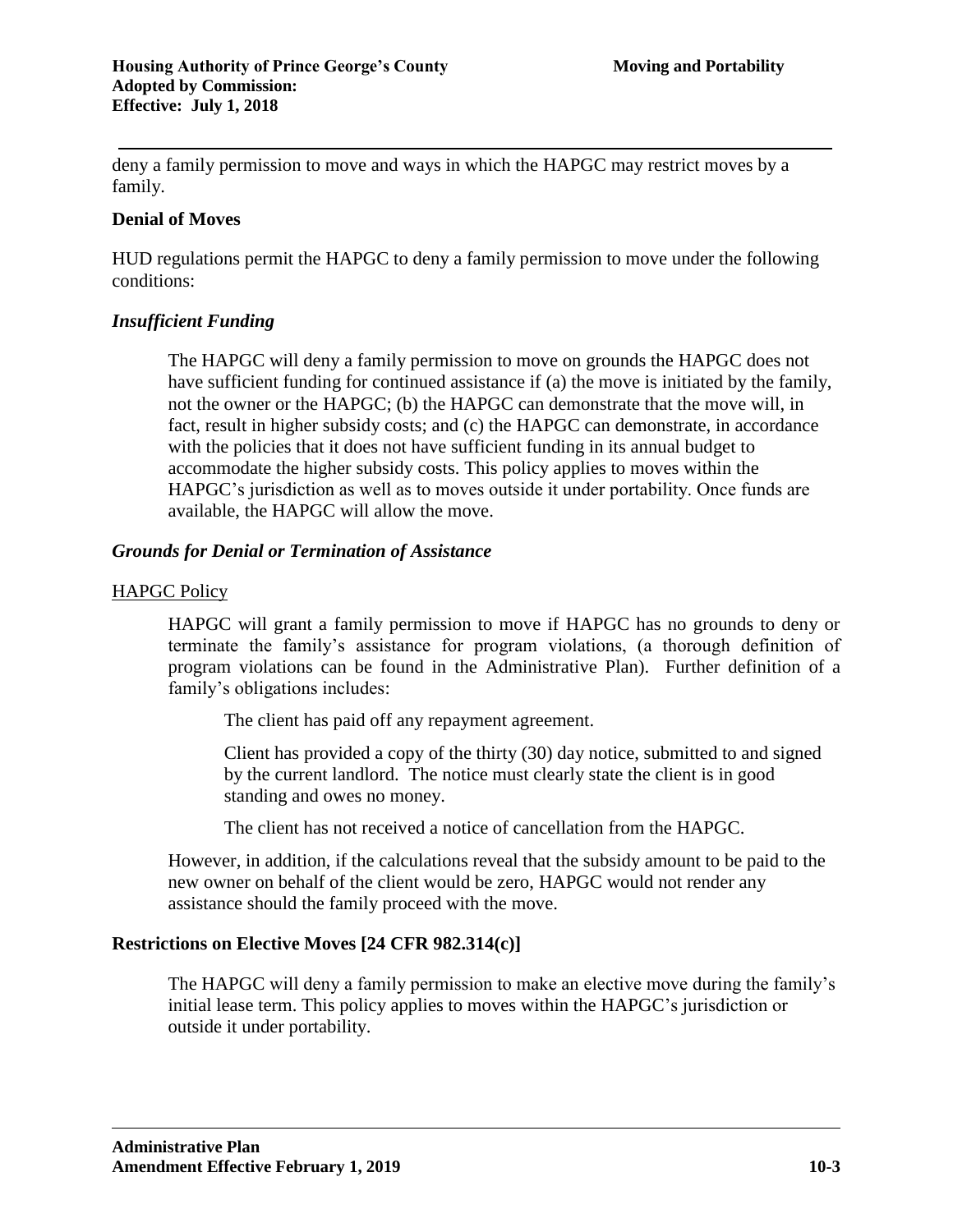deny a family permission to move and ways in which the HAPGC may restrict moves by a family.

## Denial of Moves

HUD regulations permit the HAPGC to deny a family permission to move under the following conditions:

### *Insufficient Funding*

The HAPGC will deny a family permission to move on grounds the HAPGC does not have sufficient funding for continued assistance if (a) the move is initiated by the family, not the owner or the HAPGC; (b) the HAPGC can demonstrate that the move will, in fact, result in higher subsidy costs; and (c) the HAPGC can demonstrate, in accordance with the policies that it does not have sufficient funding in its annual budget to accommodate the higher subsidy costs. This policy applies to moves within the HAPGC's jurisdiction as well as to moves outside it under portability. Once funds are available, the HAPGC will allow the move.

### *Grounds for Denial or Termination of Assistance*

<u>HAPGC Policy</u>

HAPGC will grant a family permission to move if HAPGC has no grounds to deny or terminate the family's assistance for program violations, (a thorough definition of program violations can be found in the Administrative Plan). Further definition of a family's obligations includes:

The client has paid off any repayment agreement.

Client has provided a copy of the thirty (30) day notice, submitted to and signed by the current landlord. The notice must clearly state the client is in good standing and owes no money.

The client has not received a notice of cancellation from the HAPGC.

However, in addition, if the calculations reveal that the subsidy amount to be paid to the new owner on behalf of the client would be zero, HAPGC would not render any assistance should the family proceed with the move.

## Restrictions on Elective Moves [24 CFR 982.314(c)]

The HAPGC will deny a family permission to make an elective move during the family's initial lease term. This policy applies to moves within the HAPGC's jurisdiction or outside it under portability.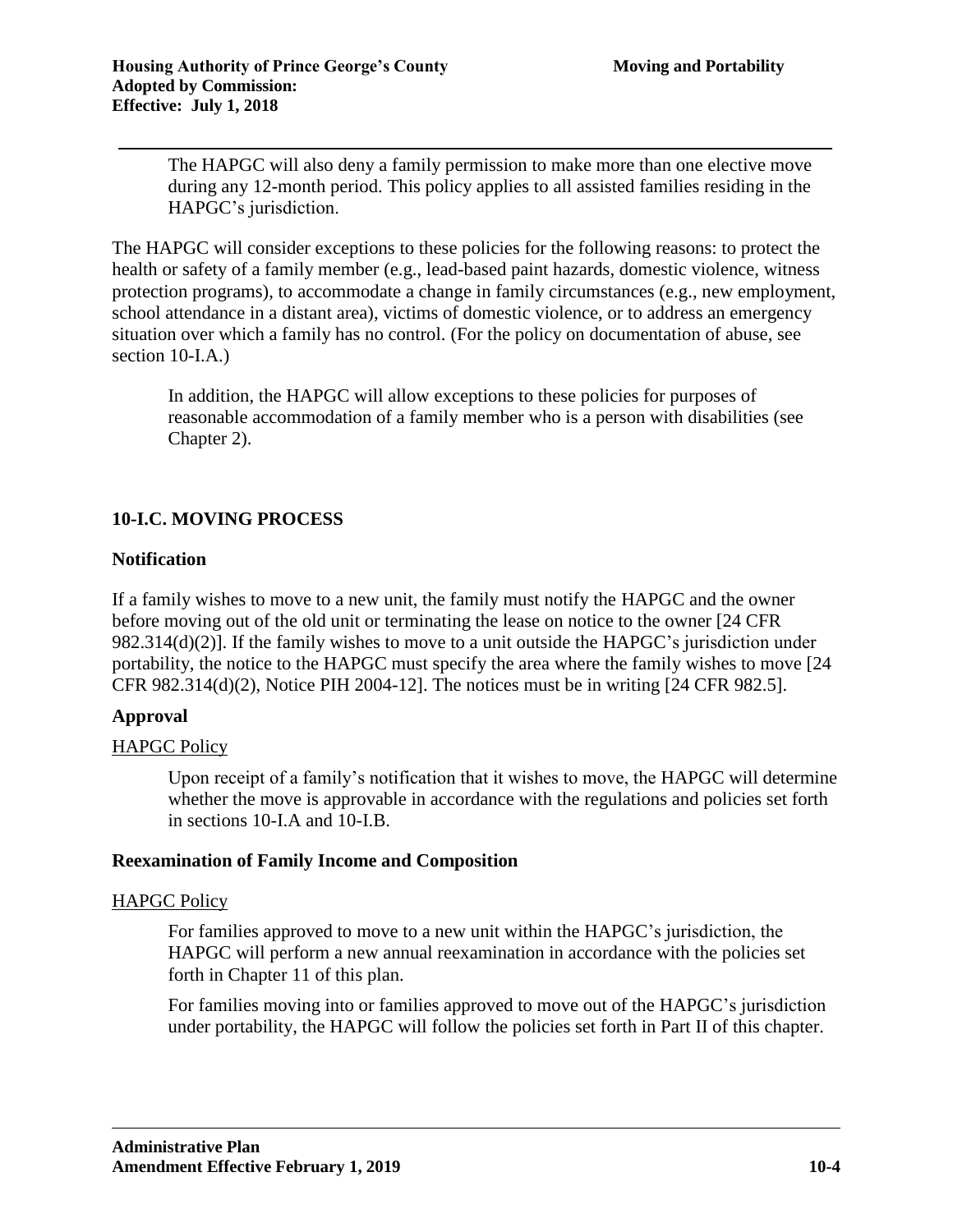The HAPGC will also deny a family permission to make more than one elective move during any 12-month period. This policy applies to all assisted families residing in the HAPGC's jurisdiction.

The HAPGC will consider exceptions to these policies for the following reasons: to protect the health or safety of a family member (e.g., lead-based paint hazards, domestic violence, witness protection programs), to accommodate a change in family circumstances (e.g., new employment, school attendance in a distant area), victims of domestic violence, or to address an emergency situation over which a family has no control. (For the policy on documentation of abuse, see section 10-I.A.)

In addition, the HAPGC will allow exceptions to these policies for purposes of reasonable accommodation of a family member who is a person with disabilities (see Chapter 2).

## 10-I.C. MOVING PROCESS

### Notification

If a family wishes to move to a new unit, the family must notify the HAPGC and the owner before moving out of the old unit or terminating the lease on notice to the owner [24 CFR 982.314(d)(2)]. If the family wishes to move to a unit outside the HAPGC's jurisdiction under portability, the notice to the HAPGC must specify the area where the family wishes to move [24 CFR 982.314(d)(2), Notice PIH 2004-12]. The notices must be in writing [24 CFR 982.5].

### Approval

HAPGC Policy

Upon receipt of a family's notification that it wishes to move, the HAPGC will determine whether the move is approvable in accordance with the regulations and policies set forth in sections 10-I.A and 10-I.B.

### Reexamination of Family Income and Composition

HAPGC Policy

For families approved to move to a new unit within the HAPGC's jurisdiction, the HAPGC will perform a new annual reexamination in accordance with the policies set forth in Chapter 11 of this plan.

For families moving into or families approved to move out of the HAPGC's jurisdiction under portability, the HAPGC will follow the policies set forth in Part II of this chapter.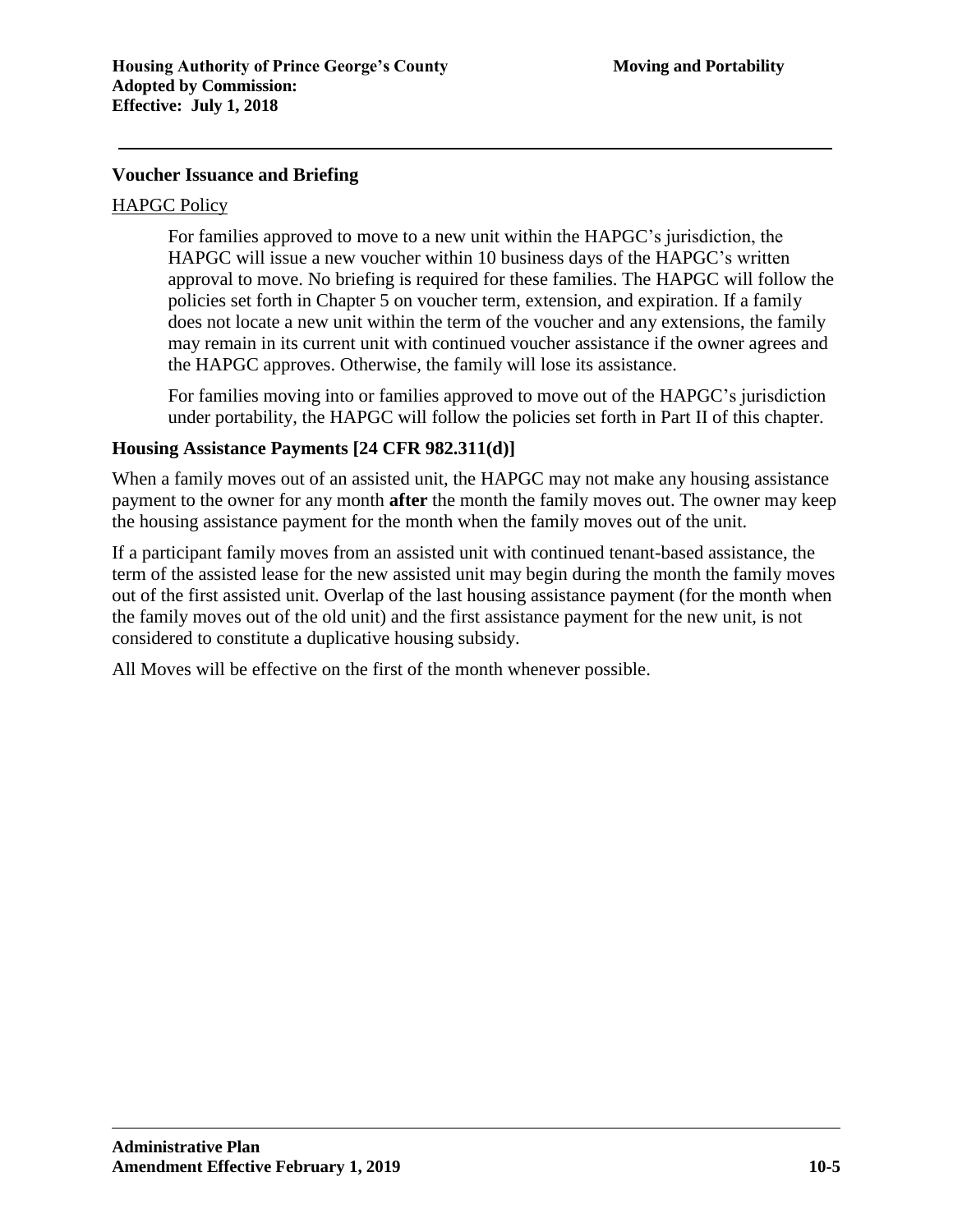### Voucher Issuance and Briefing

HAPGC Policy

> For families approved to move to a new unit within the HAPGC's jurisdiction, the HAPGC will issue a new voucher within 10 business days of the HAPGC's written approval to move. No briefing is required for these families. The HAPGC will follow the policies set forth in Chapter 5 on voucher term, extension, and expiration. If a family does not locate a new unit within the term of the voucher and any extensions, the family may remain in its current unit with continued voucher assistance if the owner agrees and the HAPGC approves. Otherwise, the family will lose its assistance.
>
> For families moving into or families approved to move out of the HAPGC's jurisdiction under portability, the HAPGC will follow the policies set forth in Part II of this chapter.

### Housing Assistance Payments [24 CFR 982.311(d)]

When a family moves out of an assisted unit, the HAPGC may not make any housing assistance payment to the owner for any month **after** the month the family moves out. The owner may keep the housing assistance payment for the month when the family moves out of the unit.

If a participant family moves from an assisted unit with continued tenant-based assistance, the term of the assisted lease for the new assisted unit may begin during the month the family moves out of the first assisted unit. Overlap of the last housing assistance payment (for the month when the family moves out of the old unit) and the first assistance payment for the new unit, is not considered to constitute a duplicative housing subsidy.

All Moves will be effective on the first of the month whenever possible.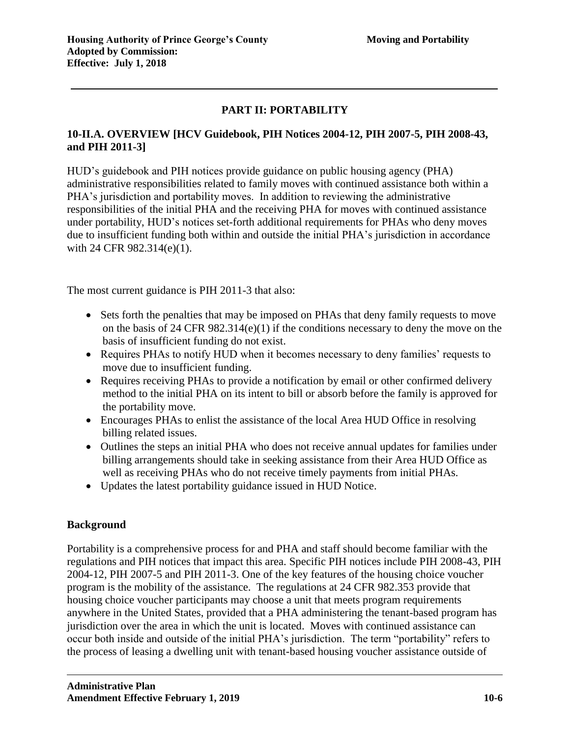## PART II: PORTABILITY

### 10-II.A. OVERVIEW [HCV Guidebook, PIH Notices 2004-12, PIH 2007-5, PIH 2008-43, and PIH 2011-3]

HUD's guidebook and PIH notices provide guidance on public housing agency (PHA) administrative responsibilities related to family moves with continued assistance both within a PHA's jurisdiction and portability moves. In addition to reviewing the administrative responsibilities of the initial PHA and the receiving PHA for moves with continued assistance under portability, HUD's notices set-forth additional requirements for PHAs who deny moves due to insufficient funding both within and outside the initial PHA's jurisdiction in accordance with 24 CFR 982.314(e)(1).

The most current guidance is PIH 2011-3 that also:

- Sets forth the penalties that may be imposed on PHAs that deny family requests to move on the basis of 24 CFR 982.314(e)(1) if the conditions necessary to deny the move on the basis of insufficient funding do not exist.
- Requires PHAs to notify HUD when it becomes necessary to deny families' requests to move due to insufficient funding.
- Requires receiving PHAs to provide a notification by email or other confirmed delivery method to the initial PHA on its intent to bill or absorb before the family is approved for the portability move.
- Encourages PHAs to enlist the assistance of the local Area HUD Office in resolving billing related issues.
- Outlines the steps an initial PHA who does not receive annual updates for families under billing arrangements should take in seeking assistance from their Area HUD Office as well as receiving PHAs who do not receive timely payments from initial PHAs.
- Updates the latest portability guidance issued in HUD Notice.

### Background

Portability is a comprehensive process for and PHA and staff should become familiar with the regulations and PIH notices that impact this area. Specific PIH notices include PIH 2008-43, PIH 2004-12, PIH 2007-5 and PIH 2011-3. One of the key features of the housing choice voucher program is the mobility of the assistance. The regulations at 24 CFR 982.353 provide that housing choice voucher participants may choose a unit that meets program requirements anywhere in the United States, provided that a PHA administering the tenant-based program has jurisdiction over the area in which the unit is located. Moves with continued assistance can occur both inside and outside of the initial PHA's jurisdiction. The term "portability" refers to the process of leasing a dwelling unit with tenant-based housing voucher assistance outside of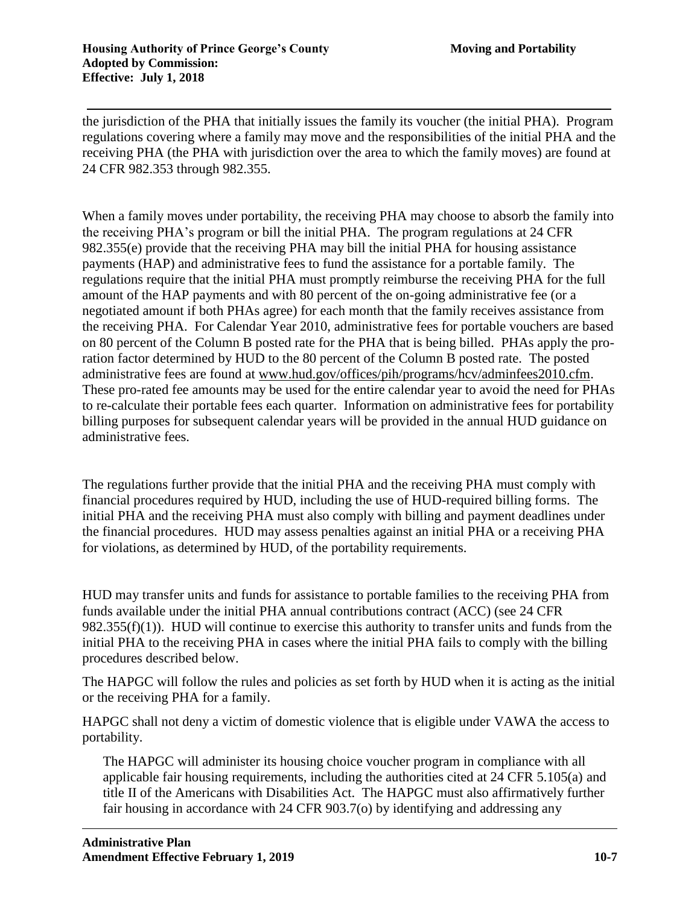the jurisdiction of the PHA that initially issues the family its voucher (the initial PHA). Program regulations covering where a family may move and the responsibilities of the initial PHA and the receiving PHA (the PHA with jurisdiction over the area to which the family moves) are found at 24 CFR 982.353 through 982.355.

When a family moves under portability, the receiving PHA may choose to absorb the family into the receiving PHA's program or bill the initial PHA. The program regulations at 24 CFR 982.355(e) provide that the receiving PHA may bill the initial PHA for housing assistance payments (HAP) and administrative fees to fund the assistance for a portable family. The regulations require that the initial PHA must promptly reimburse the receiving PHA for the full amount of the HAP payments and with 80 percent of the on-going administrative fee (or a negotiated amount if both PHAs agree) for each month that the family receives assistance from the receiving PHA. For Calendar Year 2010, administrative fees for portable vouchers are based on 80 percent of the Column B posted rate for the PHA that is being billed. PHAs apply the pro-ration factor determined by HUD to the 80 percent of the Column B posted rate. The posted administrative fees are found at www.hud.gov/offices/pih/programs/hcv/adminfees2010.cfm. These pro-rated fee amounts may be used for the entire calendar year to avoid the need for PHAs to re-calculate their portable fees each quarter. Information on administrative fees for portability billing purposes for subsequent calendar years will be provided in the annual HUD guidance on administrative fees.

The regulations further provide that the initial PHA and the receiving PHA must comply with financial procedures required by HUD, including the use of HUD-required billing forms. The initial PHA and the receiving PHA must also comply with billing and payment deadlines under the financial procedures. HUD may assess penalties against an initial PHA or a receiving PHA for violations, as determined by HUD, of the portability requirements.

HUD may transfer units and funds for assistance to portable families to the receiving PHA from funds available under the initial PHA annual contributions contract (ACC) (see 24 CFR 982.355(f)(1)). HUD will continue to exercise this authority to transfer units and funds from the initial PHA to the receiving PHA in cases where the initial PHA fails to comply with the billing procedures described below.

The HAPGC will follow the rules and policies as set forth by HUD when it is acting as the initial or the receiving PHA for a family.

HAPGC shall not deny a victim of domestic violence that is eligible under VAWA the access to portability.

The HAPGC will administer its housing choice voucher program in compliance with all applicable fair housing requirements, including the authorities cited at 24 CFR 5.105(a) and title II of the Americans with Disabilities Act. The HAPGC must also affirmatively further fair housing in accordance with 24 CFR 903.7(o) by identifying and addressing any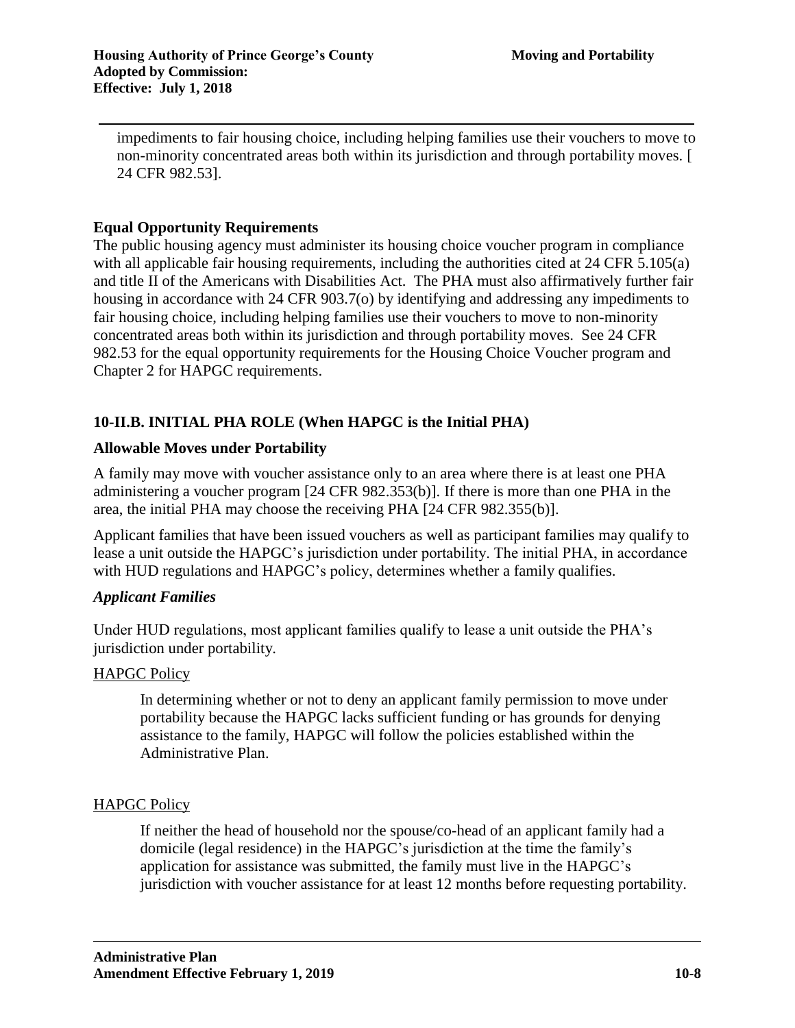impediments to fair housing choice, including helping families use their vouchers to move to non-minority concentrated areas both within its jurisdiction and through portability moves. [ 24 CFR 982.53].

### Equal Opportunity Requirements

The public housing agency must administer its housing choice voucher program in compliance with all applicable fair housing requirements, including the authorities cited at 24 CFR 5.105(a) and title II of the Americans with Disabilities Act. The PHA must also affirmatively further fair housing in accordance with 24 CFR 903.7(o) by identifying and addressing any impediments to fair housing choice, including helping families use their vouchers to move to non-minority concentrated areas both within its jurisdiction and through portability moves. See 24 CFR 982.53 for the equal opportunity requirements for the Housing Choice Voucher program and Chapter 2 for HAPGC requirements.

## 10-II.B. INITIAL PHA ROLE (When HAPGC is the Initial PHA)

### Allowable Moves under Portability

A family may move with voucher assistance only to an area where there is at least one PHA administering a voucher program [24 CFR 982.353(b)]. If there is more than one PHA in the area, the initial PHA may choose the receiving PHA [24 CFR 982.355(b)].

Applicant families that have been issued vouchers as well as participant families may qualify to lease a unit outside the HAPGC's jurisdiction under portability. The initial PHA, in accordance with HUD regulations and HAPGC's policy, determines whether a family qualifies.

#### *Applicant Families*

Under HUD regulations, most applicant families qualify to lease a unit outside the PHA's jurisdiction under portability.

<u>HAPGC Policy</u>

> In determining whether or not to deny an applicant family permission to move under portability because the HAPGC lacks sufficient funding or has grounds for denying assistance to the family, HAPGC will follow the policies established within the Administrative Plan.

<u>HAPGC Policy</u>

> If neither the head of household nor the spouse/co-head of an applicant family had a domicile (legal residence) in the HAPGC's jurisdiction at the time the family's application for assistance was submitted, the family must live in the HAPGC's jurisdiction with voucher assistance for at least 12 months before requesting portability.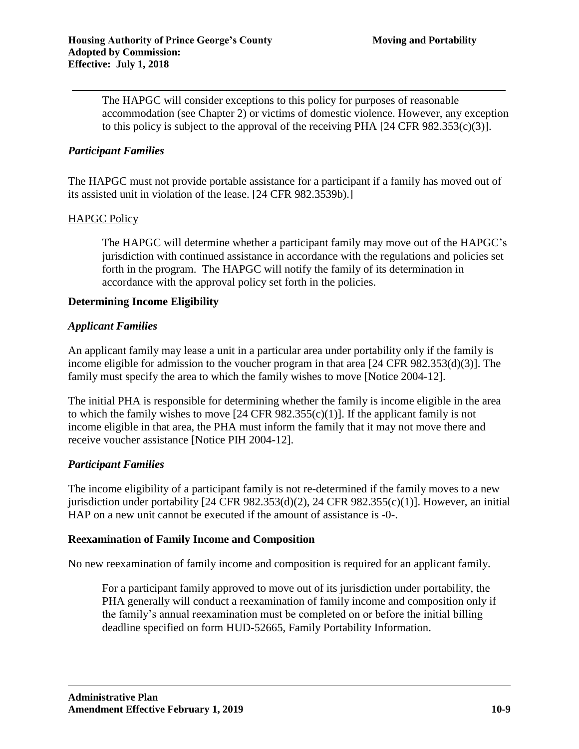The HAPGC will consider exceptions to this policy for purposes of reasonable accommodation (see Chapter 2) or victims of domestic violence. However, any exception to this policy is subject to the approval of the receiving PHA [24 CFR 982.353(c)(3)].

### *Participant Families*

The HAPGC must not provide portable assistance for a participant if a family has moved out of its assisted unit in violation of the lease. [24 CFR 982.3539b).]

HAPGC Policy

The HAPGC will determine whether a participant family may move out of the HAPGC's jurisdiction with continued assistance in accordance with the regulations and policies set forth in the program. The HAPGC will notify the family of its determination in accordance with the approval policy set forth in the policies.

## **Determining Income Eligibility**

### *Applicant Families*

An applicant family may lease a unit in a particular area under portability only if the family is income eligible for admission to the voucher program in that area [24 CFR 982.353(d)(3)]. The family must specify the area to which the family wishes to move [Notice 2004-12].

The initial PHA is responsible for determining whether the family is income eligible in the area to which the family wishes to move [24 CFR 982.355(c)(1)]. If the applicant family is not income eligible in that area, the PHA must inform the family that it may not move there and receive voucher assistance [Notice PIH 2004-12].

### *Participant Families*

The income eligibility of a participant family is not re-determined if the family moves to a new jurisdiction under portability [24 CFR 982.353(d)(2), 24 CFR 982.355(c)(1)]. However, an initial HAP on a new unit cannot be executed if the amount of assistance is -0-.

## **Reexamination of Family Income and Composition**

No new reexamination of family income and composition is required for an applicant family.

For a participant family approved to move out of its jurisdiction under portability, the PHA generally will conduct a reexamination of family income and composition only if the family's annual reexamination must be completed on or before the initial billing deadline specified on form HUD-52665, Family Portability Information.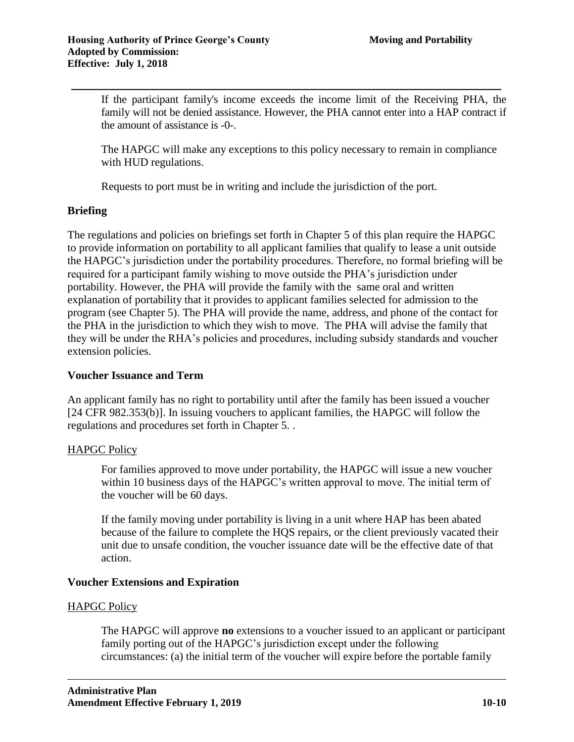If the participant family's income exceeds the income limit of the Receiving PHA, the family will not be denied assistance. However, the PHA cannot enter into a HAP contract if the amount of assistance is -0-.

The HAPGC will make any exceptions to this policy necessary to remain in compliance with HUD regulations.

Requests to port must be in writing and include the jurisdiction of the port.

### Briefing

The regulations and policies on briefings set forth in Chapter 5 of this plan require the HAPGC to provide information on portability to all applicant families that qualify to lease a unit outside the HAPGC's jurisdiction under the portability procedures. Therefore, no formal briefing will be required for a participant family wishing to move outside the PHA's jurisdiction under portability. However, the PHA will provide the family with the same oral and written explanation of portability that it provides to applicant families selected for admission to the program (see Chapter 5). The PHA will provide the name, address, and phone of the contact for the PHA in the jurisdiction to which they wish to move. The PHA will advise the family that they will be under the RHA's policies and procedures, including subsidy standards and voucher extension policies.

### Voucher Issuance and Term

An applicant family has no right to portability until after the family has been issued a voucher [24 CFR 982.353(b)]. In issuing vouchers to applicant families, the HAPGC will follow the regulations and procedures set forth in Chapter 5. .

<u>HAPGC Policy</u>

For families approved to move under portability, the HAPGC will issue a new voucher within 10 business days of the HAPGC's written approval to move. The initial term of the voucher will be 60 days.

If the family moving under portability is living in a unit where HAP has been abated because of the failure to complete the HQS repairs, or the client previously vacated their unit due to unsafe condition, the voucher issuance date will be the effective date of that action.

### Voucher Extensions and Expiration

<u>HAPGC Policy</u>

The HAPGC will approve **no** extensions to a voucher issued to an applicant or participant family porting out of the HAPGC's jurisdiction except under the following circumstances: (a) the initial term of the voucher will expire before the portable family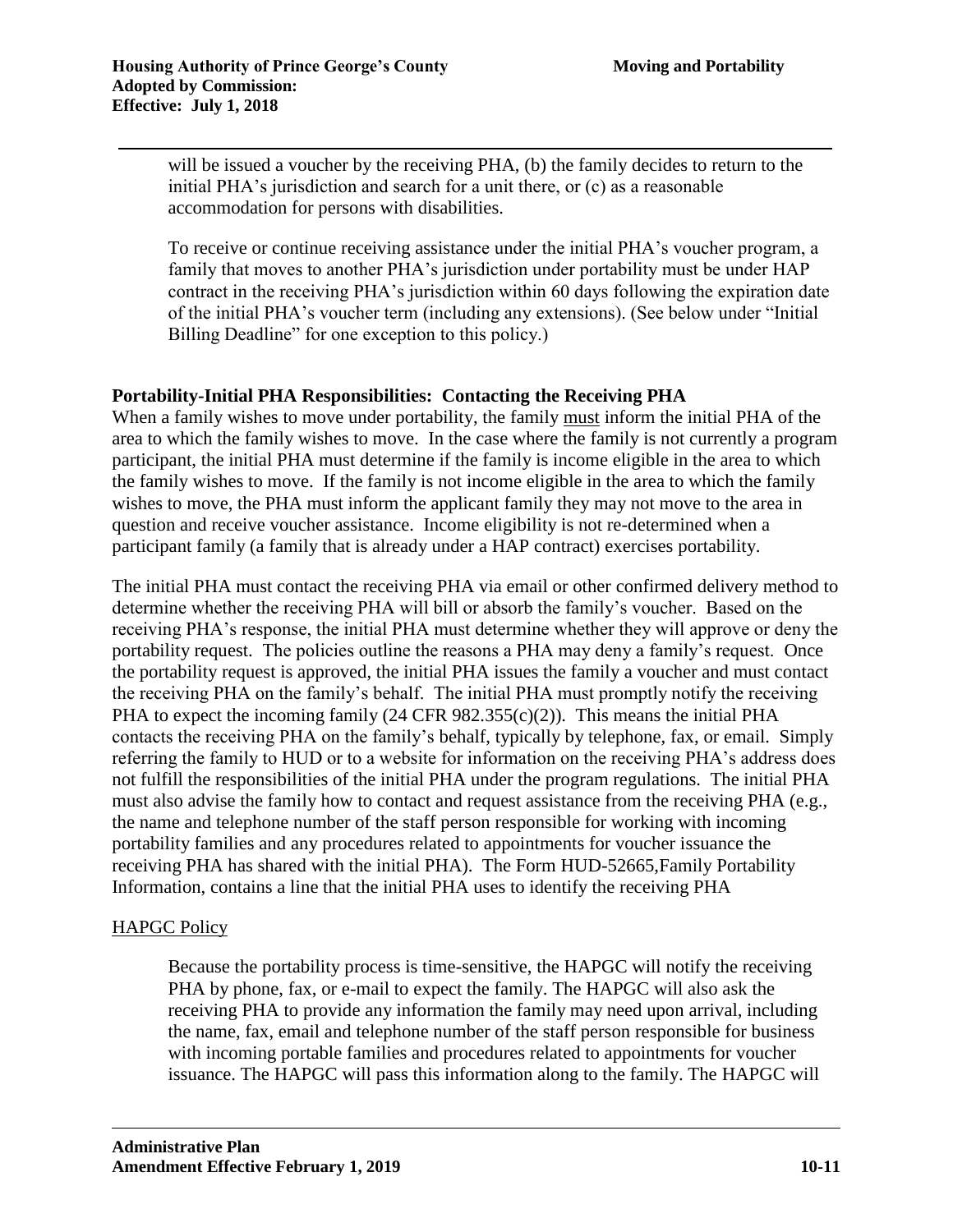will be issued a voucher by the receiving PHA, (b) the family decides to return to the initial PHA's jurisdiction and search for a unit there, or (c) as a reasonable accommodation for persons with disabilities.

To receive or continue receiving assistance under the initial PHA's voucher program, a family that moves to another PHA's jurisdiction under portability must be under HAP contract in the receiving PHA's jurisdiction within 60 days following the expiration date of the initial PHA's voucher term (including any extensions). (See below under "Initial Billing Deadline" for one exception to this policy.)

**Portability-Initial PHA Responsibilities: Contacting the Receiving PHA**

When a family wishes to move under portability, the family must inform the initial PHA of the area to which the family wishes to move. In the case where the family is not currently a program participant, the initial PHA must determine if the family is income eligible in the area to which the family wishes to move. If the family is not income eligible in the area to which the family wishes to move, the PHA must inform the applicant family they may not move to the area in question and receive voucher assistance. Income eligibility is not re-determined when a participant family (a family that is already under a HAP contract) exercises portability.

The initial PHA must contact the receiving PHA via email or other confirmed delivery method to determine whether the receiving PHA will bill or absorb the family's voucher. Based on the receiving PHA's response, the initial PHA must determine whether they will approve or deny the portability request. The policies outline the reasons a PHA may deny a family's request. Once the portability request is approved, the initial PHA issues the family a voucher and must contact the receiving PHA on the family's behalf. The initial PHA must promptly notify the receiving PHA to expect the incoming family (24 CFR 982.355(c)(2)). This means the initial PHA contacts the receiving PHA on the family's behalf, typically by telephone, fax, or email. Simply referring the family to HUD or to a website for information on the receiving PHA's address does not fulfill the responsibilities of the initial PHA under the program regulations. The initial PHA must also advise the family how to contact and request assistance from the receiving PHA (e.g., the name and telephone number of the staff person responsible for working with incoming portability families and any procedures related to appointments for voucher issuance the receiving PHA has shared with the initial PHA). The Form HUD-52665,Family Portability Information, contains a line that the initial PHA uses to identify the receiving PHA

HAPGC Policy

Because the portability process is time-sensitive, the HAPGC will notify the receiving PHA by phone, fax, or e-mail to expect the family. The HAPGC will also ask the receiving PHA to provide any information the family may need upon arrival, including the name, fax, email and telephone number of the staff person responsible for business with incoming portable families and procedures related to appointments for voucher issuance. The HAPGC will pass this information along to the family. The HAPGC will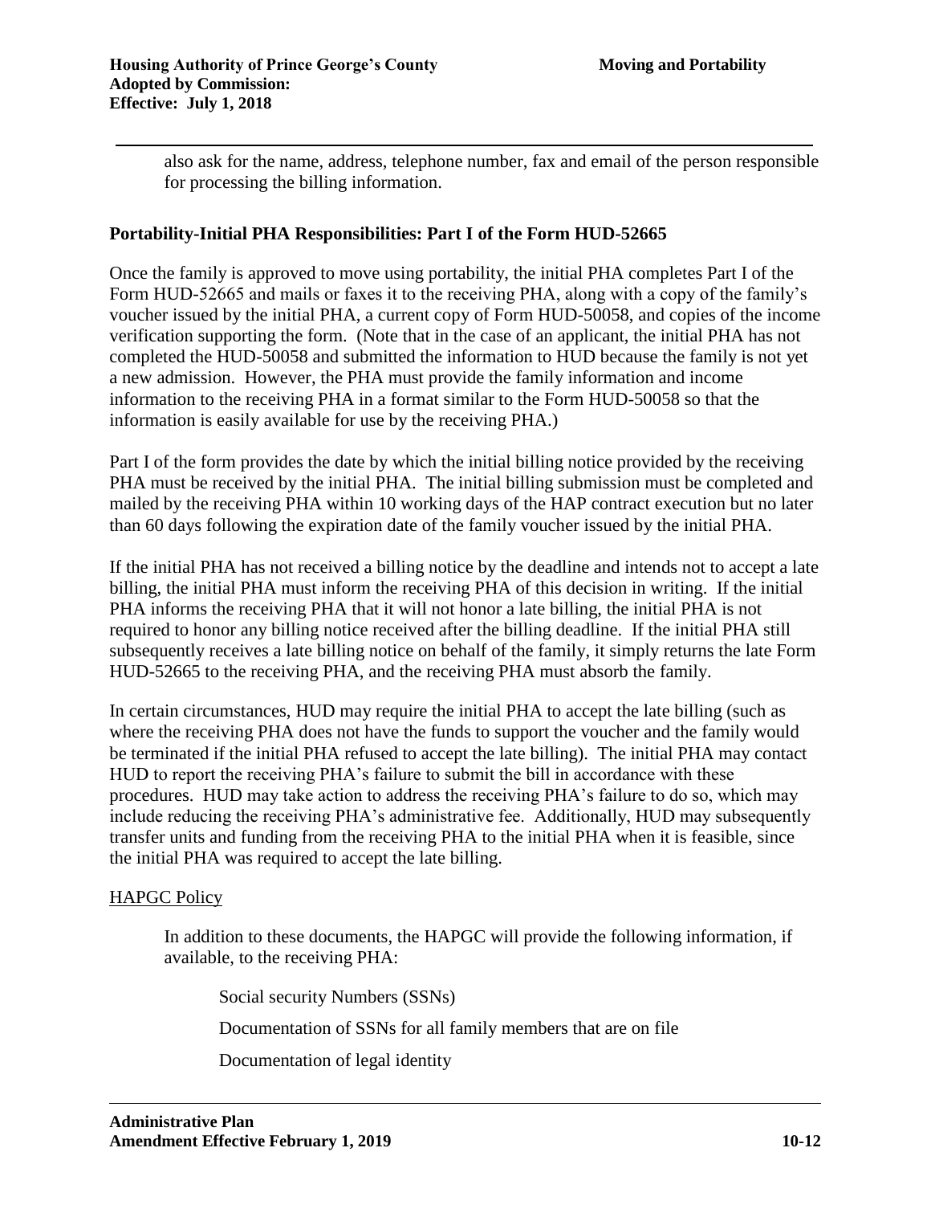also ask for the name, address, telephone number, fax and email of the person responsible for processing the billing information.

### Portability-Initial PHA Responsibilities: Part I of the Form HUD-52665

Once the family is approved to move using portability, the initial PHA completes Part I of the Form HUD-52665 and mails or faxes it to the receiving PHA, along with a copy of the family's voucher issued by the initial PHA, a current copy of Form HUD-50058, and copies of the income verification supporting the form. (Note that in the case of an applicant, the initial PHA has not completed the HUD-50058 and submitted the information to HUD because the family is not yet a new admission. However, the PHA must provide the family information and income information to the receiving PHA in a format similar to the Form HUD-50058 so that the information is easily available for use by the receiving PHA.)

Part I of the form provides the date by which the initial billing notice provided by the receiving PHA must be received by the initial PHA. The initial billing submission must be completed and mailed by the receiving PHA within 10 working days of the HAP contract execution but no later than 60 days following the expiration date of the family voucher issued by the initial PHA.

If the initial PHA has not received a billing notice by the deadline and intends not to accept a late billing, the initial PHA must inform the receiving PHA of this decision in writing. If the initial PHA informs the receiving PHA that it will not honor a late billing, the initial PHA is not required to honor any billing notice received after the billing deadline. If the initial PHA still subsequently receives a late billing notice on behalf of the family, it simply returns the late Form HUD-52665 to the receiving PHA, and the receiving PHA must absorb the family.

In certain circumstances, HUD may require the initial PHA to accept the late billing (such as where the receiving PHA does not have the funds to support the voucher and the family would be terminated if the initial PHA refused to accept the late billing). The initial PHA may contact HUD to report the receiving PHA's failure to submit the bill in accordance with these procedures. HUD may take action to address the receiving PHA's failure to do so, which may include reducing the receiving PHA's administrative fee. Additionally, HUD may subsequently transfer units and funding from the receiving PHA to the initial PHA when it is feasible, since the initial PHA was required to accept the late billing.

<u>HAPGC Policy</u>

In addition to these documents, the HAPGC will provide the following information, if available, to the receiving PHA:

Social security Numbers (SSNs)

Documentation of SSNs for all family members that are on file

Documentation of legal identity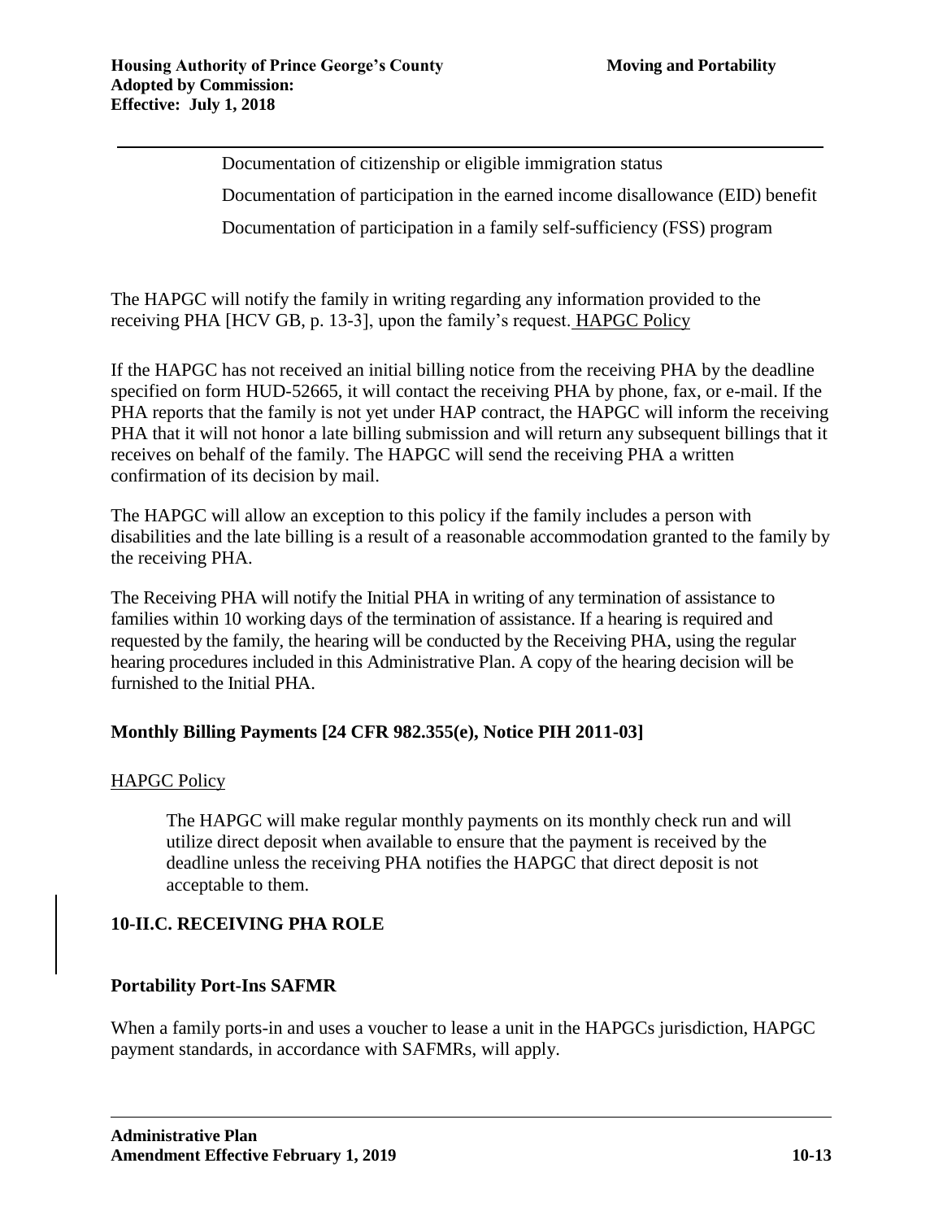Documentation of citizenship or eligible immigration status

Documentation of participation in the earned income disallowance (EID) benefit

Documentation of participation in a family self-sufficiency (FSS) program

The HAPGC will notify the family in writing regarding any information provided to the receiving PHA [HCV GB, p. 13-3], upon the family's request. HAPGC Policy

If the HAPGC has not received an initial billing notice from the receiving PHA by the deadline specified on form HUD-52665, it will contact the receiving PHA by phone, fax, or e-mail. If the PHA reports that the family is not yet under HAP contract, the HAPGC will inform the receiving PHA that it will not honor a late billing submission and will return any subsequent billings that it receives on behalf of the family. The HAPGC will send the receiving PHA a written confirmation of its decision by mail.

The HAPGC will allow an exception to this policy if the family includes a person with disabilities and the late billing is a result of a reasonable accommodation granted to the family by the receiving PHA.

The Receiving PHA will notify the Initial PHA in writing of any termination of assistance to families within 10 working days of the termination of assistance. If a hearing is required and requested by the family, the hearing will be conducted by the Receiving PHA, using the regular hearing procedures included in this Administrative Plan. A copy of the hearing decision will be furnished to the Initial PHA.

**Monthly Billing Payments [24 CFR 982.355(e), Notice PIH 2011-03]**

HAPGC Policy

The HAPGC will make regular monthly payments on its monthly check run and will utilize direct deposit when available to ensure that the payment is received by the deadline unless the receiving PHA notifies the HAPGC that direct deposit is not acceptable to them.

## 10-II.C. RECEIVING PHA ROLE

**Portability Port-Ins SAFMR**

When a family ports-in and uses a voucher to lease a unit in the HAPGCs jurisdiction, HAPGC payment standards, in accordance with SAFMRs, will apply.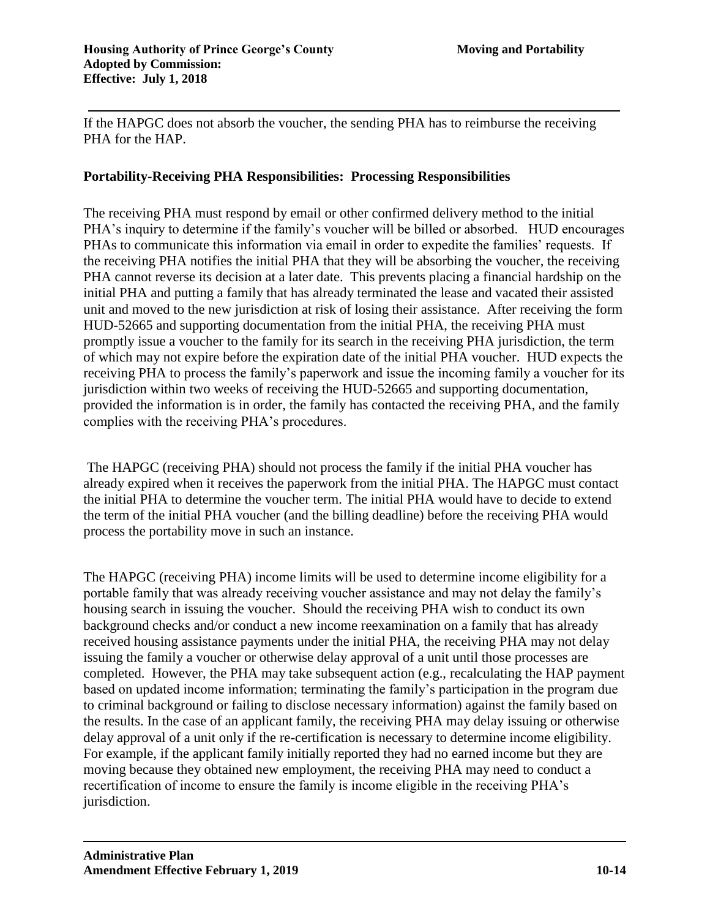If the HAPGC does not absorb the voucher, the sending PHA has to reimburse the receiving PHA for the HAP.

**Portability-Receiving PHA Responsibilities: Processing Responsibilities**

The receiving PHA must respond by email or other confirmed delivery method to the initial PHA's inquiry to determine if the family's voucher will be billed or absorbed. HUD encourages PHAs to communicate this information via email in order to expedite the families' requests. If the receiving PHA notifies the initial PHA that they will be absorbing the voucher, the receiving PHA cannot reverse its decision at a later date. This prevents placing a financial hardship on the initial PHA and putting a family that has already terminated the lease and vacated their assisted unit and moved to the new jurisdiction at risk of losing their assistance. After receiving the form HUD-52665 and supporting documentation from the initial PHA, the receiving PHA must promptly issue a voucher to the family for its search in the receiving PHA jurisdiction, the term of which may not expire before the expiration date of the initial PHA voucher. HUD expects the receiving PHA to process the family's paperwork and issue the incoming family a voucher for its jurisdiction within two weeks of receiving the HUD-52665 and supporting documentation, provided the information is in order, the family has contacted the receiving PHA, and the family complies with the receiving PHA's procedures.

The HAPGC (receiving PHA) should not process the family if the initial PHA voucher has already expired when it receives the paperwork from the initial PHA. The HAPGC must contact the initial PHA to determine the voucher term. The initial PHA would have to decide to extend the term of the initial PHA voucher (and the billing deadline) before the receiving PHA would process the portability move in such an instance.

The HAPGC (receiving PHA) income limits will be used to determine income eligibility for a portable family that was already receiving voucher assistance and may not delay the family's housing search in issuing the voucher. Should the receiving PHA wish to conduct its own background checks and/or conduct a new income reexamination on a family that has already received housing assistance payments under the initial PHA, the receiving PHA may not delay issuing the family a voucher or otherwise delay approval of a unit until those processes are completed. However, the PHA may take subsequent action (e.g., recalculating the HAP payment based on updated income information; terminating the family's participation in the program due to criminal background or failing to disclose necessary information) against the family based on the results. In the case of an applicant family, the receiving PHA may delay issuing or otherwise delay approval of a unit only if the re-certification is necessary to determine income eligibility. For example, if the applicant family initially reported they had no earned income but they are moving because they obtained new employment, the receiving PHA may need to conduct a recertification of income to ensure the family is income eligible in the receiving PHA's jurisdiction.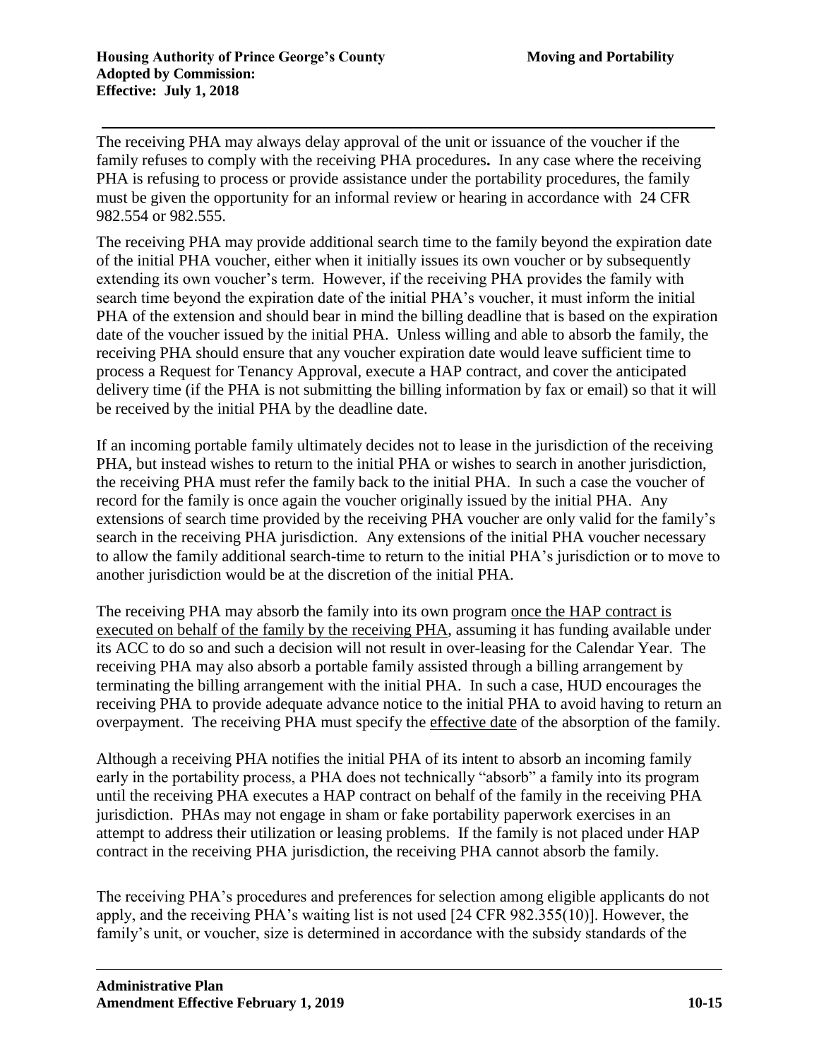The receiving PHA may always delay approval of the unit or issuance of the voucher if the family refuses to comply with the receiving PHA procedures**.** In any case where the receiving PHA is refusing to process or provide assistance under the portability procedures, the family must be given the opportunity for an informal review or hearing in accordance with 24 CFR 982.554 or 982.555.

The receiving PHA may provide additional search time to the family beyond the expiration date of the initial PHA voucher, either when it initially issues its own voucher or by subsequently extending its own voucher's term. However, if the receiving PHA provides the family with search time beyond the expiration date of the initial PHA's voucher, it must inform the initial PHA of the extension and should bear in mind the billing deadline that is based on the expiration date of the voucher issued by the initial PHA. Unless willing and able to absorb the family, the receiving PHA should ensure that any voucher expiration date would leave sufficient time to process a Request for Tenancy Approval, execute a HAP contract, and cover the anticipated delivery time (if the PHA is not submitting the billing information by fax or email) so that it will be received by the initial PHA by the deadline date.

If an incoming portable family ultimately decides not to lease in the jurisdiction of the receiving PHA, but instead wishes to return to the initial PHA or wishes to search in another jurisdiction, the receiving PHA must refer the family back to the initial PHA. In such a case the voucher of record for the family is once again the voucher originally issued by the initial PHA. Any extensions of search time provided by the receiving PHA voucher are only valid for the family's search in the receiving PHA jurisdiction. Any extensions of the initial PHA voucher necessary to allow the family additional search-time to return to the initial PHA's jurisdiction or to move to another jurisdiction would be at the discretion of the initial PHA.

The receiving PHA may absorb the family into its own program <u>once the HAP contract is executed on behalf of the family by the receiving PHA</u>, assuming it has funding available under its ACC to do so and such a decision will not result in over-leasing for the Calendar Year. The receiving PHA may also absorb a portable family assisted through a billing arrangement by terminating the billing arrangement with the initial PHA. In such a case, HUD encourages the receiving PHA to provide adequate advance notice to the initial PHA to avoid having to return an overpayment. The receiving PHA must specify the <u>effective date</u> of the absorption of the family.

Although a receiving PHA notifies the initial PHA of its intent to absorb an incoming family early in the portability process, a PHA does not technically "absorb" a family into its program until the receiving PHA executes a HAP contract on behalf of the family in the receiving PHA jurisdiction. PHAs may not engage in sham or fake portability paperwork exercises in an attempt to address their utilization or leasing problems. If the family is not placed under HAP contract in the receiving PHA jurisdiction, the receiving PHA cannot absorb the family.

The receiving PHA's procedures and preferences for selection among eligible applicants do not apply, and the receiving PHA's waiting list is not used [24 CFR 982.355(10)]. However, the family's unit, or voucher, size is determined in accordance with the subsidy standards of the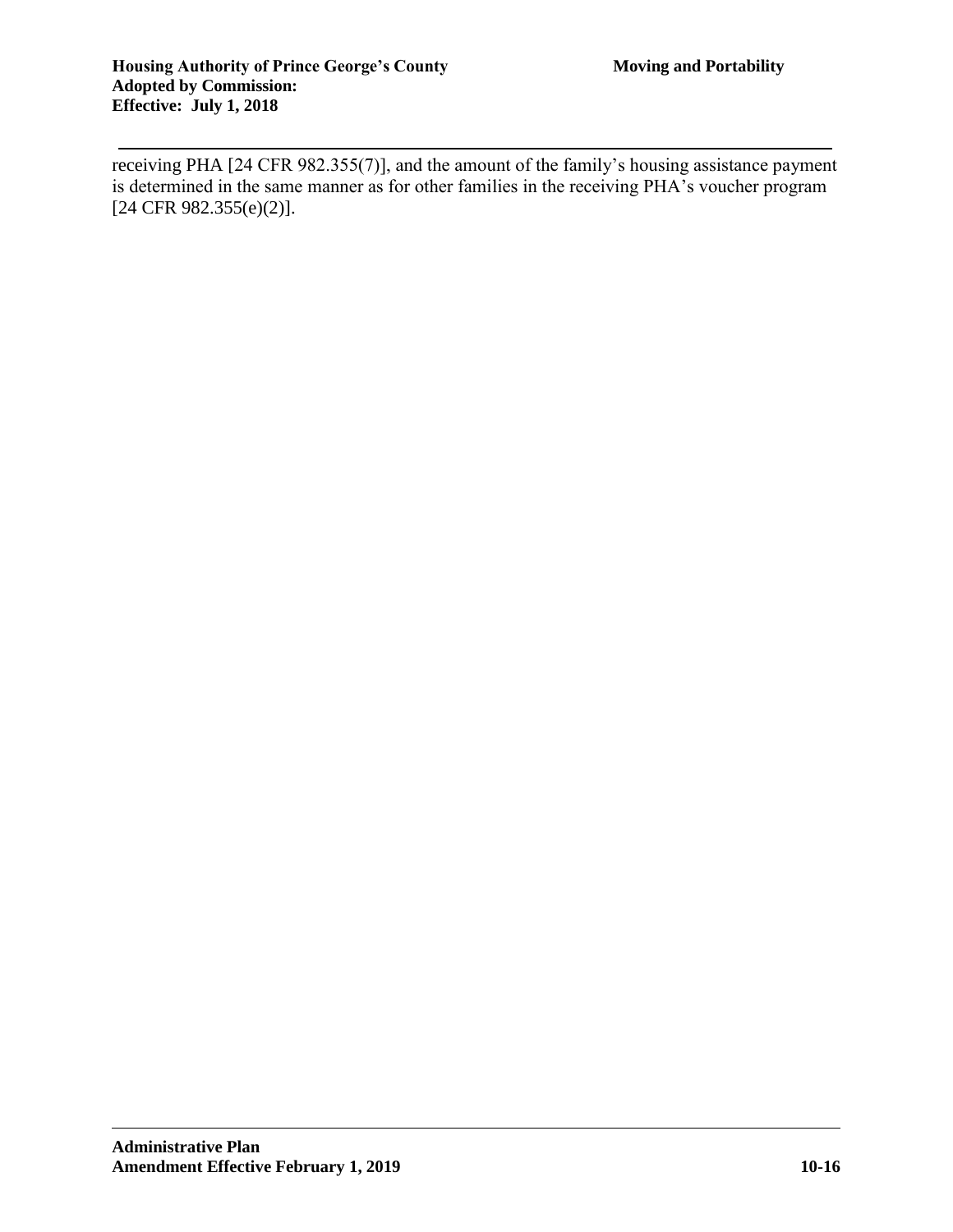receiving PHA [24 CFR 982.355(7)], and the amount of the family's housing assistance payment is determined in the same manner as for other families in the receiving PHA's voucher program [24 CFR 982.355(e)(2)].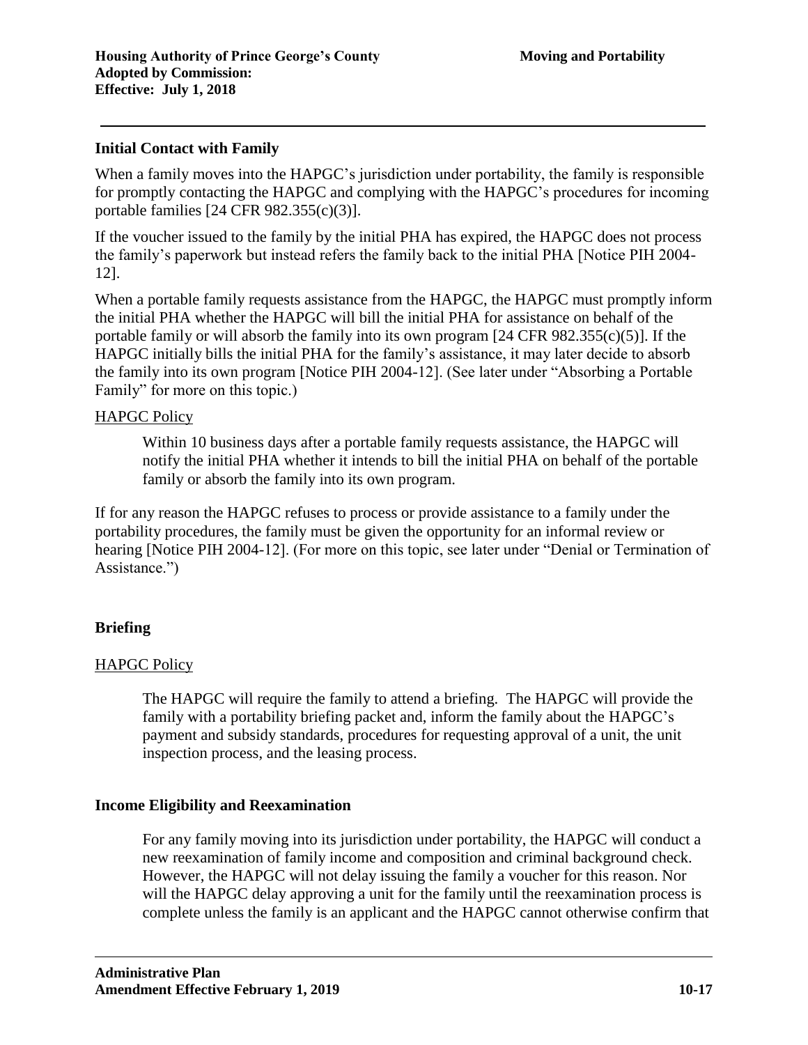### Initial Contact with Family

When a family moves into the HAPGC's jurisdiction under portability, the family is responsible for promptly contacting the HAPGC and complying with the HAPGC's procedures for incoming portable families [24 CFR 982.355(c)(3)].

If the voucher issued to the family by the initial PHA has expired, the HAPGC does not process the family's paperwork but instead refers the family back to the initial PHA [Notice PIH 2004-12].

When a portable family requests assistance from the HAPGC, the HAPGC must promptly inform the initial PHA whether the HAPGC will bill the initial PHA for assistance on behalf of the portable family or will absorb the family into its own program [24 CFR 982.355(c)(5)]. If the HAPGC initially bills the initial PHA for the family's assistance, it may later decide to absorb the family into its own program [Notice PIH 2004-12]. (See later under "Absorbing a Portable Family" for more on this topic.)

HAPGC Policy

> Within 10 business days after a portable family requests assistance, the HAPGC will notify the initial PHA whether it intends to bill the initial PHA on behalf of the portable family or absorb the family into its own program.

If for any reason the HAPGC refuses to process or provide assistance to a family under the portability procedures, the family must be given the opportunity for an informal review or hearing [Notice PIH 2004-12]. (For more on this topic, see later under "Denial or Termination of Assistance.")

### Briefing

HAPGC Policy

> The HAPGC will require the family to attend a briefing. The HAPGC will provide the family with a portability briefing packet and, inform the family about the HAPGC's payment and subsidy standards, procedures for requesting approval of a unit, the unit inspection process, and the leasing process.

### Income Eligibility and Reexamination

> For any family moving into its jurisdiction under portability, the HAPGC will conduct a new reexamination of family income and composition and criminal background check. However, the HAPGC will not delay issuing the family a voucher for this reason. Nor will the HAPGC delay approving a unit for the family until the reexamination process is complete unless the family is an applicant and the HAPGC cannot otherwise confirm that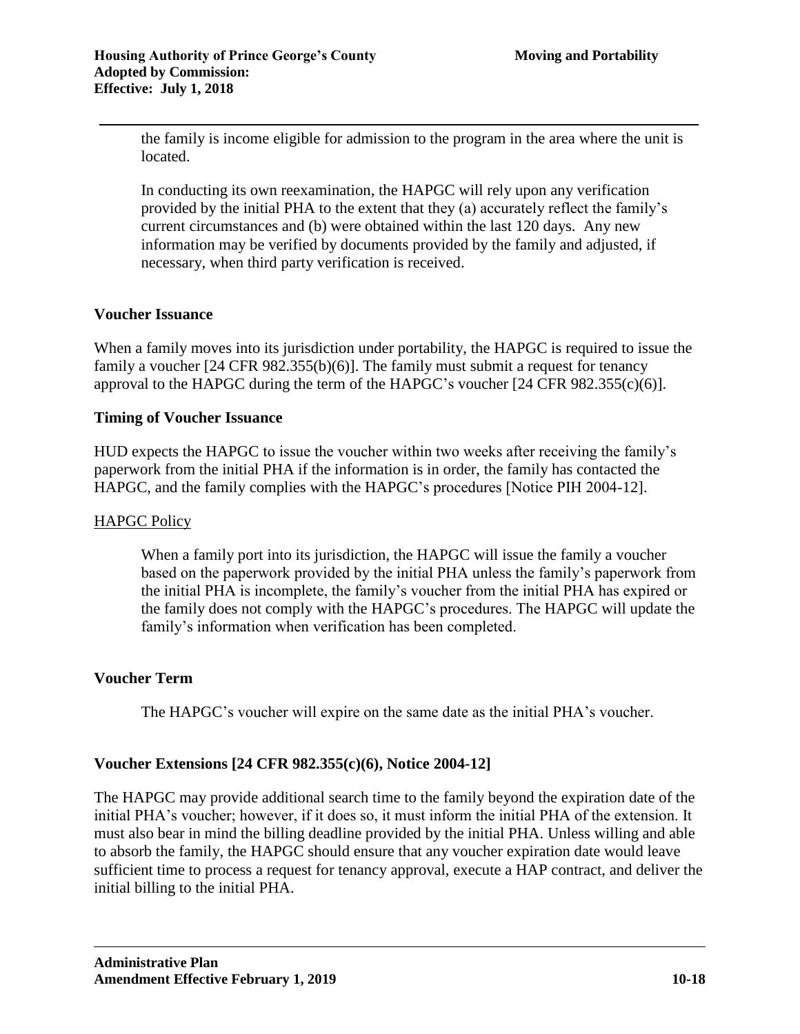the family is income eligible for admission to the program in the area where the unit is located.

In conducting its own reexamination, the HAPGC will rely upon any verification provided by the initial PHA to the extent that they (a) accurately reflect the family's current circumstances and (b) were obtained within the last 120 days. Any new information may be verified by documents provided by the family and adjusted, if necessary, when third party verification is received.

**Voucher Issuance**

When a family moves into its jurisdiction under portability, the HAPGC is required to issue the family a voucher [24 CFR 982.355(b)(6)]. The family must submit a request for tenancy approval to the HAPGC during the term of the HAPGC's voucher [24 CFR 982.355(c)(6)].

**Timing of Voucher Issuance**

HUD expects the HAPGC to issue the voucher within two weeks after receiving the family's paperwork from the initial PHA if the information is in order, the family has contacted the HAPGC, and the family complies with the HAPGC's procedures [Notice PIH 2004-12].

<u>HAPGC Policy</u>

When a family port into its jurisdiction, the HAPGC will issue the family a voucher based on the paperwork provided by the initial PHA unless the family's paperwork from the initial PHA is incomplete, the family's voucher from the initial PHA has expired or the family does not comply with the HAPGC's procedures. The HAPGC will update the family's information when verification has been completed.

**Voucher Term**

The HAPGC's voucher will expire on the same date as the initial PHA's voucher.

**Voucher Extensions [24 CFR 982.355(c)(6), Notice 2004-12]**

The HAPGC may provide additional search time to the family beyond the expiration date of the initial PHA's voucher; however, if it does so, it must inform the initial PHA of the extension. It must also bear in mind the billing deadline provided by the initial PHA. Unless willing and able to absorb the family, the HAPGC should ensure that any voucher expiration date would leave sufficient time to process a request for tenancy approval, execute a HAP contract, and deliver the initial billing to the initial PHA.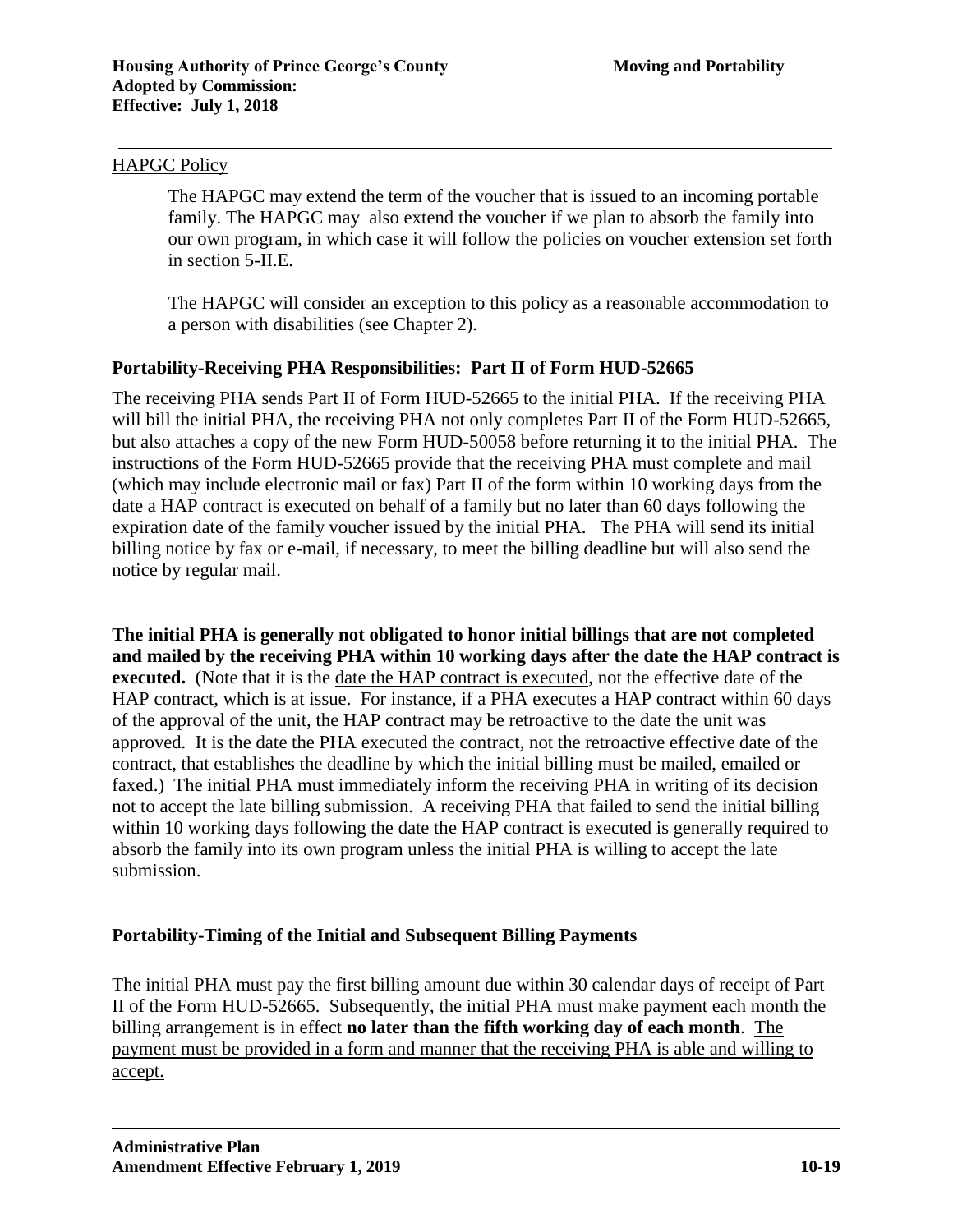HAPGC Policy

> The HAPGC may extend the term of the voucher that is issued to an incoming portable family. The HAPGC may also extend the voucher if we plan to absorb the family into our own program, in which case it will follow the policies on voucher extension set forth in section 5-II.E.
>
> The HAPGC will consider an exception to this policy as a reasonable accommodation to a person with disabilities (see Chapter 2).

### Portability-Receiving PHA Responsibilities: Part II of Form HUD-52665

The receiving PHA sends Part II of Form HUD-52665 to the initial PHA. If the receiving PHA will bill the initial PHA, the receiving PHA not only completes Part II of the Form HUD-52665, but also attaches a copy of the new Form HUD-50058 before returning it to the initial PHA. The instructions of the Form HUD-52665 provide that the receiving PHA must complete and mail (which may include electronic mail or fax) Part II of the form within 10 working days from the date a HAP contract is executed on behalf of a family but no later than 60 days following the expiration date of the family voucher issued by the initial PHA. The PHA will send its initial billing notice by fax or e-mail, if necessary, to meet the billing deadline but will also send the notice by regular mail.

**The initial PHA is generally not obligated to honor initial billings that are not completed and mailed by the receiving PHA within 10 working days after the date the HAP contract is executed.** (Note that it is the date the HAP contract is executed, not the effective date of the HAP contract, which is at issue. For instance, if a PHA executes a HAP contract within 60 days of the approval of the unit, the HAP contract may be retroactive to the date the unit was approved. It is the date the PHA executed the contract, not the retroactive effective date of the contract, that establishes the deadline by which the initial billing must be mailed, emailed or faxed.) The initial PHA must immediately inform the receiving PHA in writing of its decision not to accept the late billing submission. A receiving PHA that failed to send the initial billing within 10 working days following the date the HAP contract is executed is generally required to absorb the family into its own program unless the initial PHA is willing to accept the late submission.

### Portability-Timing of the Initial and Subsequent Billing Payments

The initial PHA must pay the first billing amount due within 30 calendar days of receipt of Part II of the Form HUD-52665. Subsequently, the initial PHA must make payment each month the billing arrangement is in effect **no later than the fifth working day of each month**. The payment must be provided in a form and manner that the receiving PHA is able and willing to accept.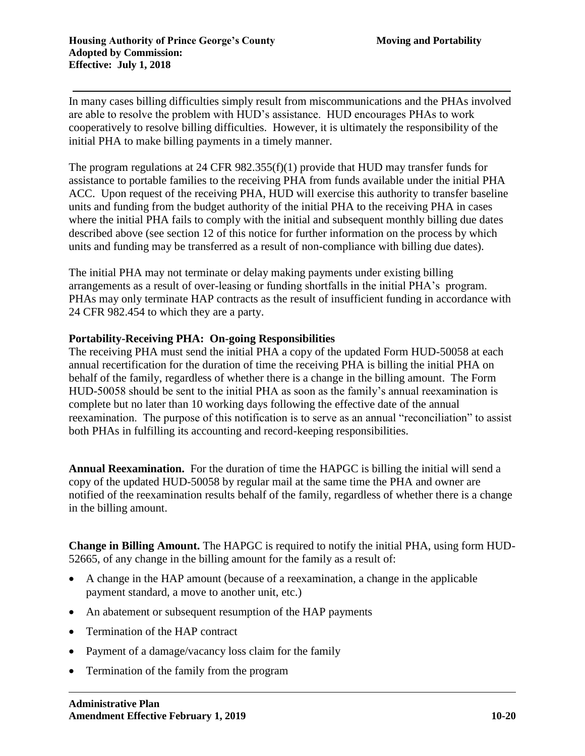In many cases billing difficulties simply result from miscommunications and the PHAs involved are able to resolve the problem with HUD's assistance. HUD encourages PHAs to work cooperatively to resolve billing difficulties. However, it is ultimately the responsibility of the initial PHA to make billing payments in a timely manner.

The program regulations at 24 CFR 982.355(f)(1) provide that HUD may transfer funds for assistance to portable families to the receiving PHA from funds available under the initial PHA ACC. Upon request of the receiving PHA, HUD will exercise this authority to transfer baseline units and funding from the budget authority of the initial PHA to the receiving PHA in cases where the initial PHA fails to comply with the initial and subsequent monthly billing due dates described above (see section 12 of this notice for further information on the process by which units and funding may be transferred as a result of non-compliance with billing due dates).

The initial PHA may not terminate or delay making payments under existing billing arrangements as a result of over-leasing or funding shortfalls in the initial PHA's program. PHAs may only terminate HAP contracts as the result of insufficient funding in accordance with 24 CFR 982.454 to which they are a party.

**Portability-Receiving PHA: On-going Responsibilities**

The receiving PHA must send the initial PHA a copy of the updated Form HUD-50058 at each annual recertification for the duration of time the receiving PHA is billing the initial PHA on behalf of the family, regardless of whether there is a change in the billing amount. The Form HUD-50058 should be sent to the initial PHA as soon as the family's annual reexamination is complete but no later than 10 working days following the effective date of the annual reexamination. The purpose of this notification is to serve as an annual "reconciliation" to assist both PHAs in fulfilling its accounting and record-keeping responsibilities.

**Annual Reexamination.** For the duration of time the HAPGC is billing the initial will send a copy of the updated HUD-50058 by regular mail at the same time the PHA and owner are notified of the reexamination results behalf of the family, regardless of whether there is a change in the billing amount.

**Change in Billing Amount.** The HAPGC is required to notify the initial PHA, using form HUD-52665, of any change in the billing amount for the family as a result of:

- A change in the HAP amount (because of a reexamination, a change in the applicable payment standard, a move to another unit, etc.)
- An abatement or subsequent resumption of the HAP payments
- Termination of the HAP contract
- Payment of a damage/vacancy loss claim for the family
- Termination of the family from the program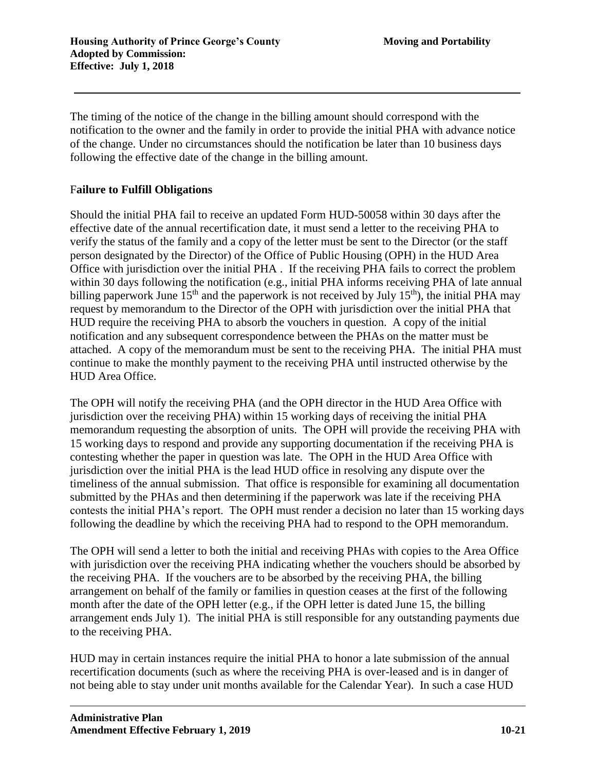The timing of the notice of the change in the billing amount should correspond with the notification to the owner and the family in order to provide the initial PHA with advance notice of the change. Under no circumstances should the notification be later than 10 business days following the effective date of the change in the billing amount.

### Failure to Fulfill Obligations

Should the initial PHA fail to receive an updated Form HUD-50058 within 30 days after the effective date of the annual recertification date, it must send a letter to the receiving PHA to verify the status of the family and a copy of the letter must be sent to the Director (or the staff person designated by the Director) of the Office of Public Housing (OPH) in the HUD Area Office with jurisdiction over the initial PHA . If the receiving PHA fails to correct the problem within 30 days following the notification (e.g., initial PHA informs receiving PHA of late annual billing paperwork June 15th and the paperwork is not received by July 15th), the initial PHA may request by memorandum to the Director of the OPH with jurisdiction over the initial PHA that HUD require the receiving PHA to absorb the vouchers in question. A copy of the initial notification and any subsequent correspondence between the PHAs on the matter must be attached. A copy of the memorandum must be sent to the receiving PHA. The initial PHA must continue to make the monthly payment to the receiving PHA until instructed otherwise by the HUD Area Office.

The OPH will notify the receiving PHA (and the OPH director in the HUD Area Office with jurisdiction over the receiving PHA) within 15 working days of receiving the initial PHA memorandum requesting the absorption of units. The OPH will provide the receiving PHA with 15 working days to respond and provide any supporting documentation if the receiving PHA is contesting whether the paper in question was late. The OPH in the HUD Area Office with jurisdiction over the initial PHA is the lead HUD office in resolving any dispute over the timeliness of the annual submission. That office is responsible for examining all documentation submitted by the PHAs and then determining if the paperwork was late if the receiving PHA contests the initial PHA's report. The OPH must render a decision no later than 15 working days following the deadline by which the receiving PHA had to respond to the OPH memorandum.

The OPH will send a letter to both the initial and receiving PHAs with copies to the Area Office with jurisdiction over the receiving PHA indicating whether the vouchers should be absorbed by the receiving PHA. If the vouchers are to be absorbed by the receiving PHA, the billing arrangement on behalf of the family or families in question ceases at the first of the following month after the date of the OPH letter (e.g., if the OPH letter is dated June 15, the billing arrangement ends July 1). The initial PHA is still responsible for any outstanding payments due to the receiving PHA.

HUD may in certain instances require the initial PHA to honor a late submission of the annual recertification documents (such as where the receiving PHA is over-leased and is in danger of not being able to stay under unit months available for the Calendar Year). In such a case HUD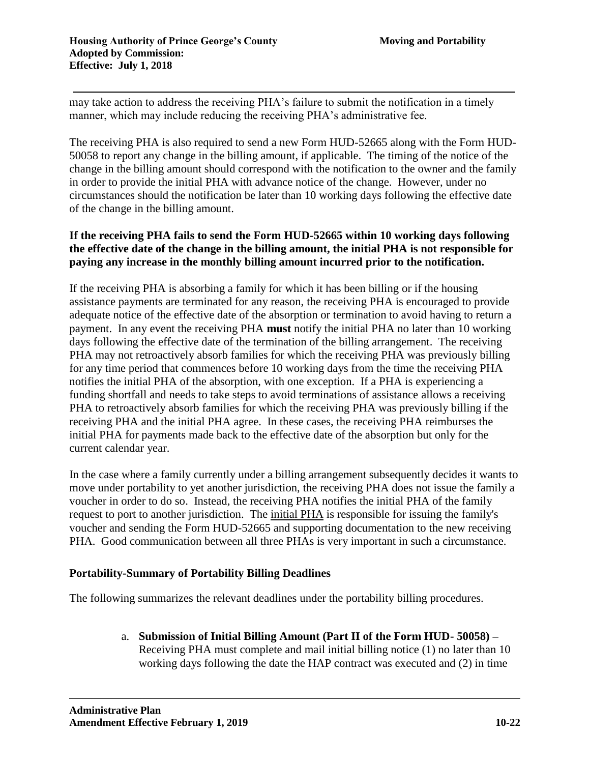may take action to address the receiving PHA's failure to submit the notification in a timely manner, which may include reducing the receiving PHA's administrative fee.

The receiving PHA is also required to send a new Form HUD-52665 along with the Form HUD-50058 to report any change in the billing amount, if applicable. The timing of the notice of the change in the billing amount should correspond with the notification to the owner and the family in order to provide the initial PHA with advance notice of the change. However, under no circumstances should the notification be later than 10 working days following the effective date of the change in the billing amount.

**If the receiving PHA fails to send the Form HUD-52665 within 10 working days following the effective date of the change in the billing amount, the initial PHA is not responsible for paying any increase in the monthly billing amount incurred prior to the notification.**

If the receiving PHA is absorbing a family for which it has been billing or if the housing assistance payments are terminated for any reason, the receiving PHA is encouraged to provide adequate notice of the effective date of the absorption or termination to avoid having to return a payment. In any event the receiving PHA **must** notify the initial PHA no later than 10 working days following the effective date of the termination of the billing arrangement. The receiving PHA may not retroactively absorb families for which the receiving PHA was previously billing for any time period that commences before 10 working days from the time the receiving PHA notifies the initial PHA of the absorption, with one exception. If a PHA is experiencing a funding shortfall and needs to take steps to avoid terminations of assistance allows a receiving PHA to retroactively absorb families for which the receiving PHA was previously billing if the receiving PHA and the initial PHA agree. In these cases, the receiving PHA reimburses the initial PHA for payments made back to the effective date of the absorption but only for the current calendar year.

In the case where a family currently under a billing arrangement subsequently decides it wants to move under portability to yet another jurisdiction, the receiving PHA does not issue the family a voucher in order to do so. Instead, the receiving PHA notifies the initial PHA of the family request to port to another jurisdiction. The initial PHA is responsible for issuing the family's voucher and sending the Form HUD-52665 and supporting documentation to the new receiving PHA. Good communication between all three PHAs is very important in such a circumstance.

### Portability-Summary of Portability Billing Deadlines

The following summarizes the relevant deadlines under the portability billing procedures.

a. **Submission of Initial Billing Amount (Part II of the Form HUD- 50058) –** Receiving PHA must complete and mail initial billing notice (1) no later than 10 working days following the date the HAP contract was executed and (2) in time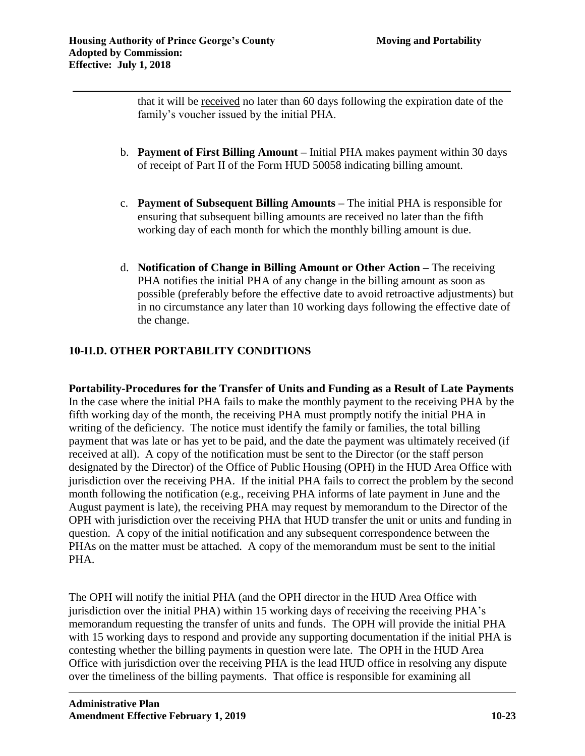that it will be received no later than 60 days following the expiration date of the family's voucher issued by the initial PHA.

b. **Payment of First Billing Amount –** Initial PHA makes payment within 30 days of receipt of Part II of the Form HUD 50058 indicating billing amount.

c. **Payment of Subsequent Billing Amounts –** The initial PHA is responsible for ensuring that subsequent billing amounts are received no later than the fifth working day of each month for which the monthly billing amount is due.

d. **Notification of Change in Billing Amount or Other Action –** The receiving PHA notifies the initial PHA of any change in the billing amount as soon as possible (preferably before the effective date to avoid retroactive adjustments) but in no circumstance any later than 10 working days following the effective date of the change.

## 10-II.D. OTHER PORTABILITY CONDITIONS

**Portability-Procedures for the Transfer of Units and Funding as a Result of Late Payments**
In the case where the initial PHA fails to make the monthly payment to the receiving PHA by the fifth working day of the month, the receiving PHA must promptly notify the initial PHA in writing of the deficiency. The notice must identify the family or families, the total billing payment that was late or has yet to be paid, and the date the payment was ultimately received (if received at all). A copy of the notification must be sent to the Director (or the staff person designated by the Director) of the Office of Public Housing (OPH) in the HUD Area Office with jurisdiction over the receiving PHA. If the initial PHA fails to correct the problem by the second month following the notification (e.g., receiving PHA informs of late payment in June and the August payment is late), the receiving PHA may request by memorandum to the Director of the OPH with jurisdiction over the receiving PHA that HUD transfer the unit or units and funding in question. A copy of the initial notification and any subsequent correspondence between the PHAs on the matter must be attached. A copy of the memorandum must be sent to the initial PHA.

The OPH will notify the initial PHA (and the OPH director in the HUD Area Office with jurisdiction over the initial PHA) within 15 working days of receiving the receiving PHA's memorandum requesting the transfer of units and funds. The OPH will provide the initial PHA with 15 working days to respond and provide any supporting documentation if the initial PHA is contesting whether the billing payments in question were late. The OPH in the HUD Area Office with jurisdiction over the receiving PHA is the lead HUD office in resolving any dispute over the timeliness of the billing payments. That office is responsible for examining all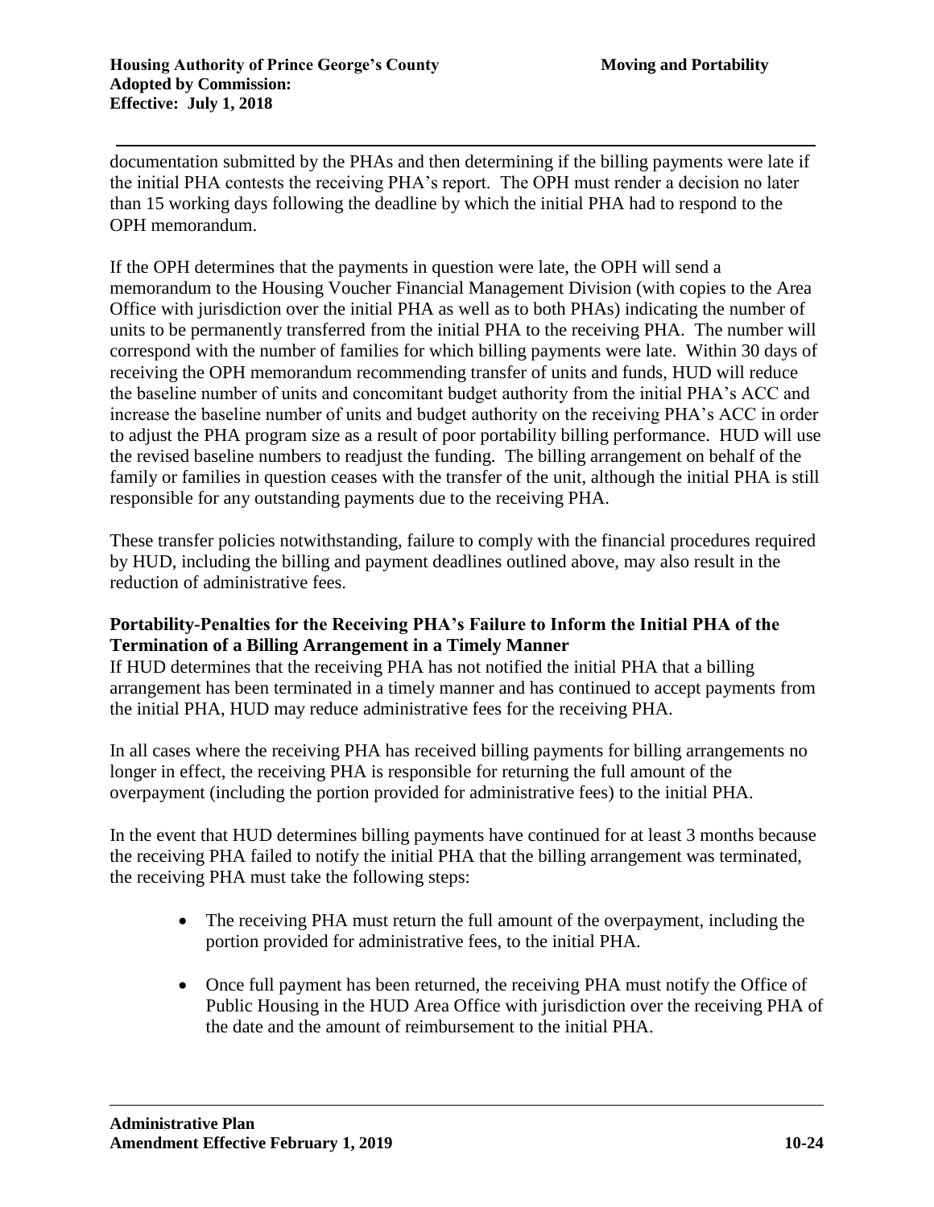documentation submitted by the PHAs and then determining if the billing payments were late if the initial PHA contests the receiving PHA's report. The OPH must render a decision no later than 15 working days following the deadline by which the initial PHA had to respond to the OPH memorandum.

If the OPH determines that the payments in question were late, the OPH will send a memorandum to the Housing Voucher Financial Management Division (with copies to the Area Office with jurisdiction over the initial PHA as well as to both PHAs) indicating the number of units to be permanently transferred from the initial PHA to the receiving PHA. The number will correspond with the number of families for which billing payments were late. Within 30 days of receiving the OPH memorandum recommending transfer of units and funds, HUD will reduce the baseline number of units and concomitant budget authority from the initial PHA's ACC and increase the baseline number of units and budget authority on the receiving PHA's ACC in order to adjust the PHA program size as a result of poor portability billing performance. HUD will use the revised baseline numbers to readjust the funding. The billing arrangement on behalf of the family or families in question ceases with the transfer of the unit, although the initial PHA is still responsible for any outstanding payments due to the receiving PHA.

These transfer policies notwithstanding, failure to comply with the financial procedures required by HUD, including the billing and payment deadlines outlined above, may also result in the reduction of administrative fees.

**Portability-Penalties for the Receiving PHA's Failure to Inform the Initial PHA of the Termination of a Billing Arrangement in a Timely Manner**

If HUD determines that the receiving PHA has not notified the initial PHA that a billing arrangement has been terminated in a timely manner and has continued to accept payments from the initial PHA, HUD may reduce administrative fees for the receiving PHA.

In all cases where the receiving PHA has received billing payments for billing arrangements no longer in effect, the receiving PHA is responsible for returning the full amount of the overpayment (including the portion provided for administrative fees) to the initial PHA.

In the event that HUD determines billing payments have continued for at least 3 months because the receiving PHA failed to notify the initial PHA that the billing arrangement was terminated, the receiving PHA must take the following steps:

- The receiving PHA must return the full amount of the overpayment, including the portion provided for administrative fees, to the initial PHA.
- Once full payment has been returned, the receiving PHA must notify the Office of Public Housing in the HUD Area Office with jurisdiction over the receiving PHA of the date and the amount of reimbursement to the initial PHA.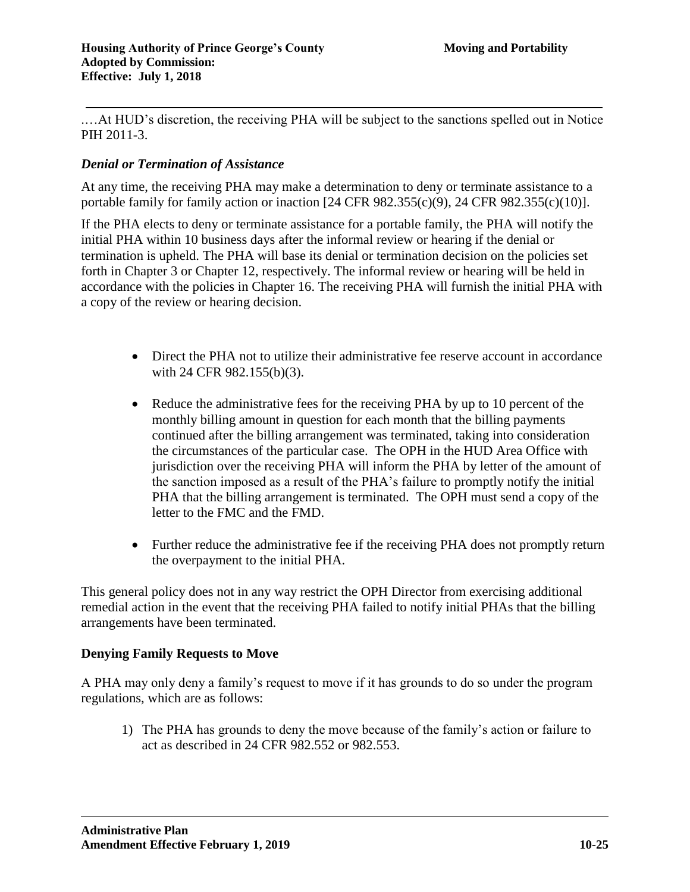….At HUD's discretion, the receiving PHA will be subject to the sanctions spelled out in Notice PIH 2011-3.

### *Denial or Termination of Assistance*

At any time, the receiving PHA may make a determination to deny or terminate assistance to a portable family for family action or inaction [24 CFR 982.355(c)(9), 24 CFR 982.355(c)(10)].

If the PHA elects to deny or terminate assistance for a portable family, the PHA will notify the initial PHA within 10 business days after the informal review or hearing if the denial or termination is upheld. The PHA will base its denial or termination decision on the policies set forth in Chapter 3 or Chapter 12, respectively. The informal review or hearing will be held in accordance with the policies in Chapter 16. The receiving PHA will furnish the initial PHA with a copy of the review or hearing decision.

- Direct the PHA not to utilize their administrative fee reserve account in accordance with 24 CFR 982.155(b)(3).
- Reduce the administrative fees for the receiving PHA by up to 10 percent of the monthly billing amount in question for each month that the billing payments continued after the billing arrangement was terminated, taking into consideration the circumstances of the particular case. The OPH in the HUD Area Office with jurisdiction over the receiving PHA will inform the PHA by letter of the amount of the sanction imposed as a result of the PHA's failure to promptly notify the initial PHA that the billing arrangement is terminated. The OPH must send a copy of the letter to the FMC and the FMD.
- Further reduce the administrative fee if the receiving PHA does not promptly return the overpayment to the initial PHA.

This general policy does not in any way restrict the OPH Director from exercising additional remedial action in the event that the receiving PHA failed to notify initial PHAs that the billing arrangements have been terminated.

### Denying Family Requests to Move

A PHA may only deny a family's request to move if it has grounds to do so under the program regulations, which are as follows:

1) The PHA has grounds to deny the move because of the family's action or failure to act as described in 24 CFR 982.552 or 982.553.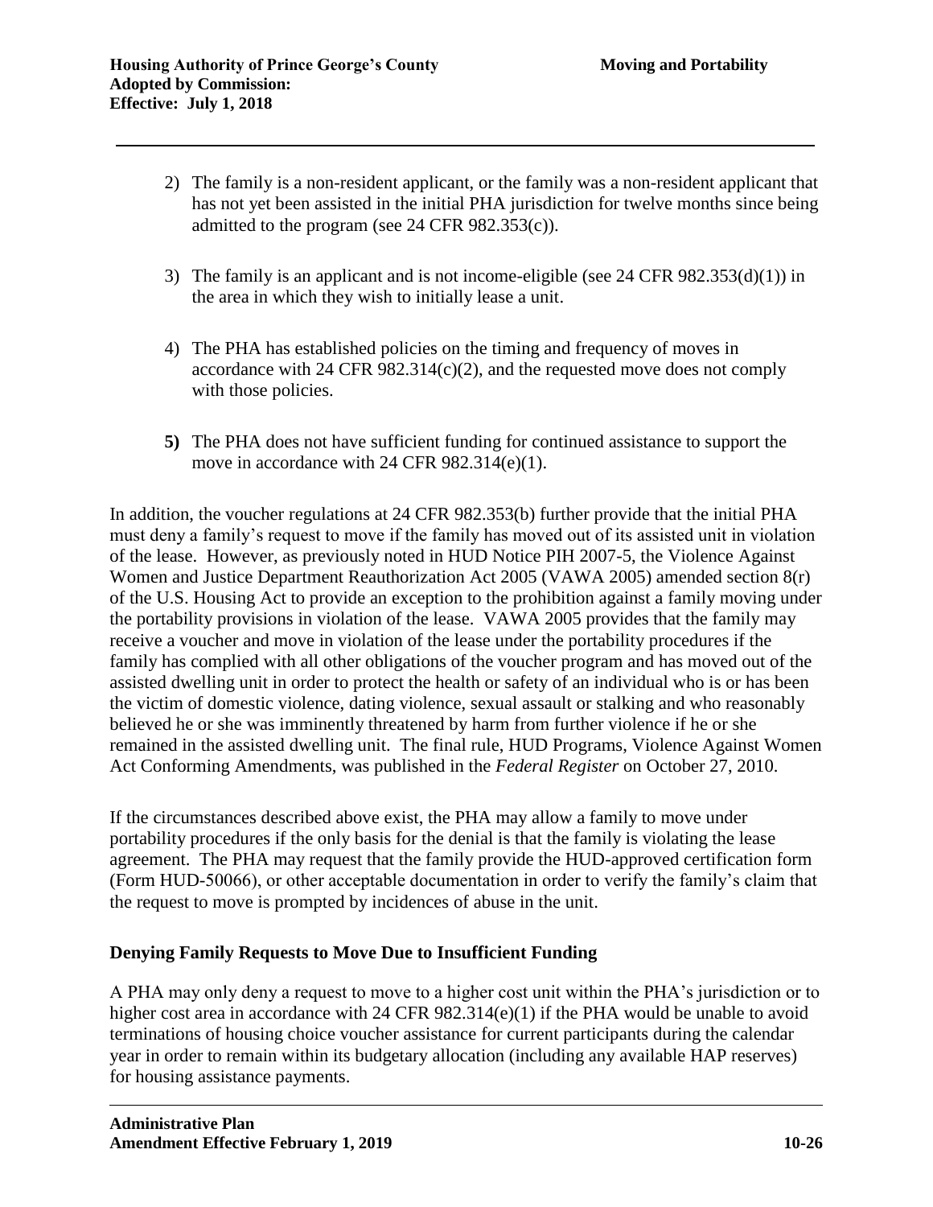2) The family is a non-resident applicant, or the family was a non-resident applicant that has not yet been assisted in the initial PHA jurisdiction for twelve months since being admitted to the program (see 24 CFR 982.353(c)).

3) The family is an applicant and is not income-eligible (see 24 CFR 982.353(d)(1)) in the area in which they wish to initially lease a unit.

4) The PHA has established policies on the timing and frequency of moves in accordance with 24 CFR 982.314(c)(2), and the requested move does not comply with those policies.

**5)** The PHA does not have sufficient funding for continued assistance to support the move in accordance with 24 CFR 982.314(e)(1).

In addition, the voucher regulations at 24 CFR 982.353(b) further provide that the initial PHA must deny a family's request to move if the family has moved out of its assisted unit in violation of the lease. However, as previously noted in HUD Notice PIH 2007-5, the Violence Against Women and Justice Department Reauthorization Act 2005 (VAWA 2005) amended section 8(r) of the U.S. Housing Act to provide an exception to the prohibition against a family moving under the portability provisions in violation of the lease. VAWA 2005 provides that the family may receive a voucher and move in violation of the lease under the portability procedures if the family has complied with all other obligations of the voucher program and has moved out of the assisted dwelling unit in order to protect the health or safety of an individual who is or has been the victim of domestic violence, dating violence, sexual assault or stalking and who reasonably believed he or she was imminently threatened by harm from further violence if he or she remained in the assisted dwelling unit. The final rule, HUD Programs, Violence Against Women Act Conforming Amendments, was published in the *Federal Register* on October 27, 2010.

If the circumstances described above exist, the PHA may allow a family to move under portability procedures if the only basis for the denial is that the family is violating the lease agreement. The PHA may request that the family provide the HUD-approved certification form (Form HUD-50066), or other acceptable documentation in order to verify the family's claim that the request to move is prompted by incidences of abuse in the unit.

## Denying Family Requests to Move Due to Insufficient Funding

A PHA may only deny a request to move to a higher cost unit within the PHA's jurisdiction or to higher cost area in accordance with 24 CFR 982.314(e)(1) if the PHA would be unable to avoid terminations of housing choice voucher assistance for current participants during the calendar year in order to remain within its budgetary allocation (including any available HAP reserves) for housing assistance payments.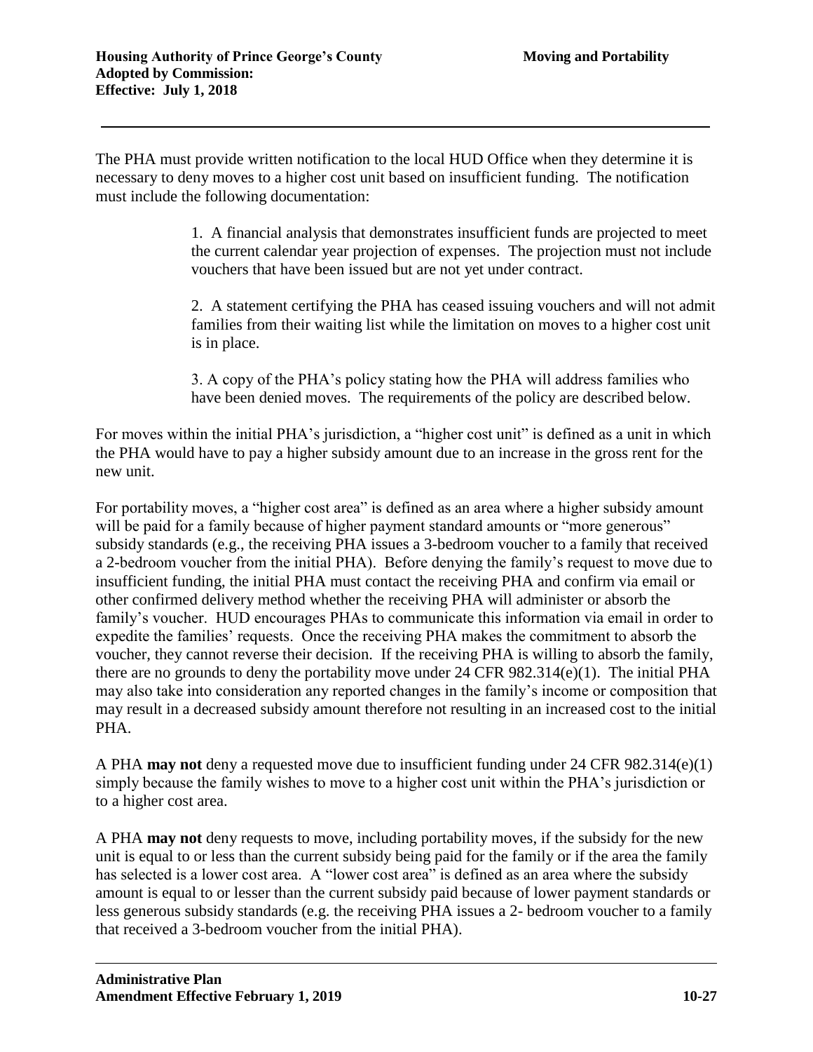The PHA must provide written notification to the local HUD Office when they determine it is necessary to deny moves to a higher cost unit based on insufficient funding. The notification must include the following documentation:

1. A financial analysis that demonstrates insufficient funds are projected to meet the current calendar year projection of expenses. The projection must not include vouchers that have been issued but are not yet under contract.

2. A statement certifying the PHA has ceased issuing vouchers and will not admit families from their waiting list while the limitation on moves to a higher cost unit is in place.

3. A copy of the PHA's policy stating how the PHA will address families who have been denied moves. The requirements of the policy are described below.

For moves within the initial PHA's jurisdiction, a "higher cost unit" is defined as a unit in which the PHA would have to pay a higher subsidy amount due to an increase in the gross rent for the new unit.

For portability moves, a "higher cost area" is defined as an area where a higher subsidy amount will be paid for a family because of higher payment standard amounts or "more generous" subsidy standards (e.g., the receiving PHA issues a 3-bedroom voucher to a family that received a 2-bedroom voucher from the initial PHA). Before denying the family's request to move due to insufficient funding, the initial PHA must contact the receiving PHA and confirm via email or other confirmed delivery method whether the receiving PHA will administer or absorb the family's voucher. HUD encourages PHAs to communicate this information via email in order to expedite the families' requests. Once the receiving PHA makes the commitment to absorb the voucher, they cannot reverse their decision. If the receiving PHA is willing to absorb the family, there are no grounds to deny the portability move under 24 CFR 982.314(e)(1). The initial PHA may also take into consideration any reported changes in the family's income or composition that may result in a decreased subsidy amount therefore not resulting in an increased cost to the initial PHA.

A PHA **may not** deny a requested move due to insufficient funding under 24 CFR 982.314(e)(1) simply because the family wishes to move to a higher cost unit within the PHA's jurisdiction or to a higher cost area.

A PHA **may not** deny requests to move, including portability moves, if the subsidy for the new unit is equal to or less than the current subsidy being paid for the family or if the area the family has selected is a lower cost area. A "lower cost area" is defined as an area where the subsidy amount is equal to or lesser than the current subsidy paid because of lower payment standards or less generous subsidy standards (e.g. the receiving PHA issues a 2- bedroom voucher to a family that received a 3-bedroom voucher from the initial PHA).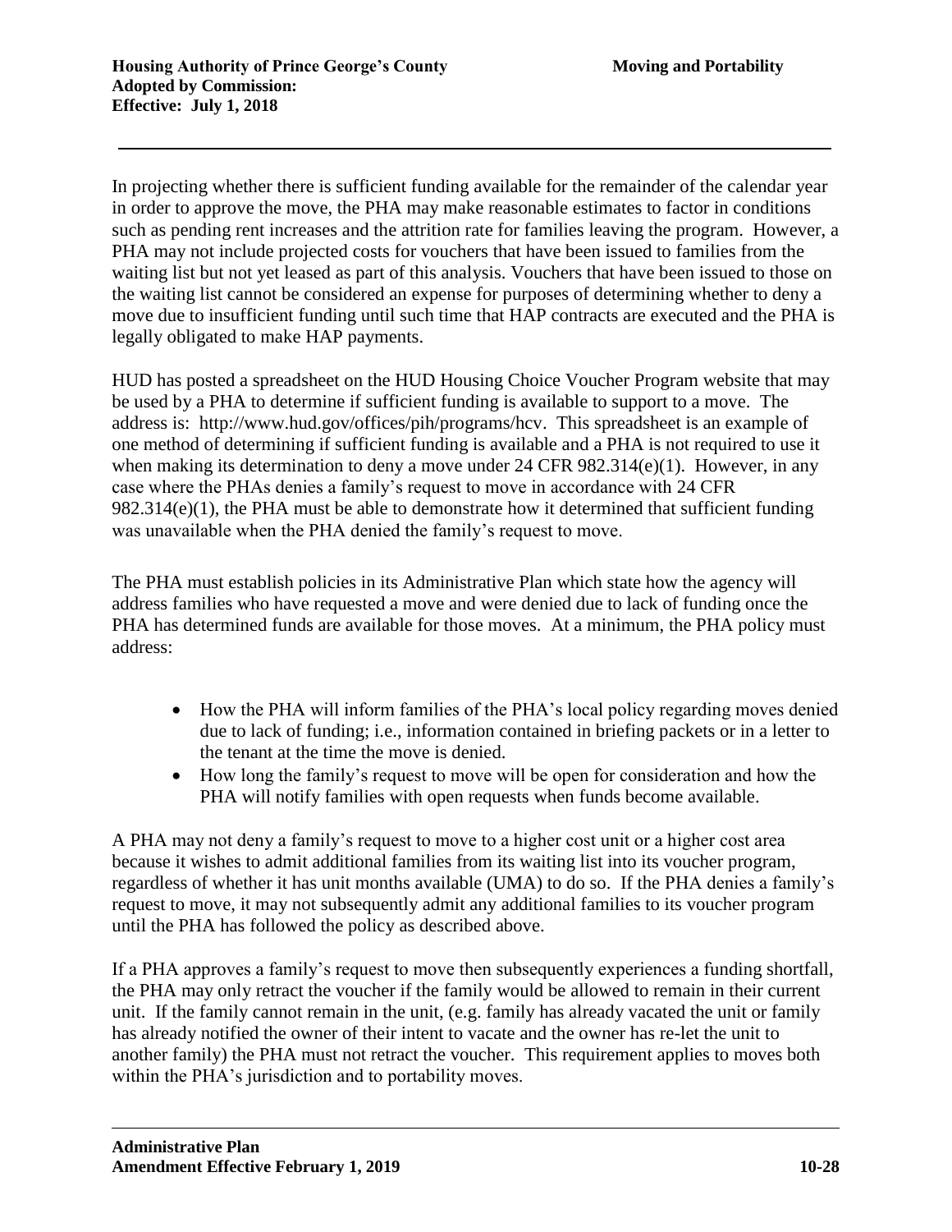In projecting whether there is sufficient funding available for the remainder of the calendar year in order to approve the move, the PHA may make reasonable estimates to factor in conditions such as pending rent increases and the attrition rate for families leaving the program. However, a PHA may not include projected costs for vouchers that have been issued to families from the waiting list but not yet leased as part of this analysis. Vouchers that have been issued to those on the waiting list cannot be considered an expense for purposes of determining whether to deny a move due to insufficient funding until such time that HAP contracts are executed and the PHA is legally obligated to make HAP payments.

HUD has posted a spreadsheet on the HUD Housing Choice Voucher Program website that may be used by a PHA to determine if sufficient funding is available to support to a move. The address is: http://www.hud.gov/offices/pih/programs/hcv. This spreadsheet is an example of one method of determining if sufficient funding is available and a PHA is not required to use it when making its determination to deny a move under 24 CFR 982.314(e)(1). However, in any case where the PHAs denies a family's request to move in accordance with 24 CFR 982.314(e)(1), the PHA must be able to demonstrate how it determined that sufficient funding was unavailable when the PHA denied the family's request to move.

The PHA must establish policies in its Administrative Plan which state how the agency will address families who have requested a move and were denied due to lack of funding once the PHA has determined funds are available for those moves. At a minimum, the PHA policy must address:

- How the PHA will inform families of the PHA's local policy regarding moves denied due to lack of funding; i.e., information contained in briefing packets or in a letter to the tenant at the time the move is denied.
- How long the family's request to move will be open for consideration and how the PHA will notify families with open requests when funds become available.

A PHA may not deny a family's request to move to a higher cost unit or a higher cost area because it wishes to admit additional families from its waiting list into its voucher program, regardless of whether it has unit months available (UMA) to do so. If the PHA denies a family's request to move, it may not subsequently admit any additional families to its voucher program until the PHA has followed the policy as described above.

If a PHA approves a family's request to move then subsequently experiences a funding shortfall, the PHA may only retract the voucher if the family would be allowed to remain in their current unit. If the family cannot remain in the unit, (e.g. family has already vacated the unit or family has already notified the owner of their intent to vacate and the owner has re-let the unit to another family) the PHA must not retract the voucher. This requirement applies to moves both within the PHA's jurisdiction and to portability moves.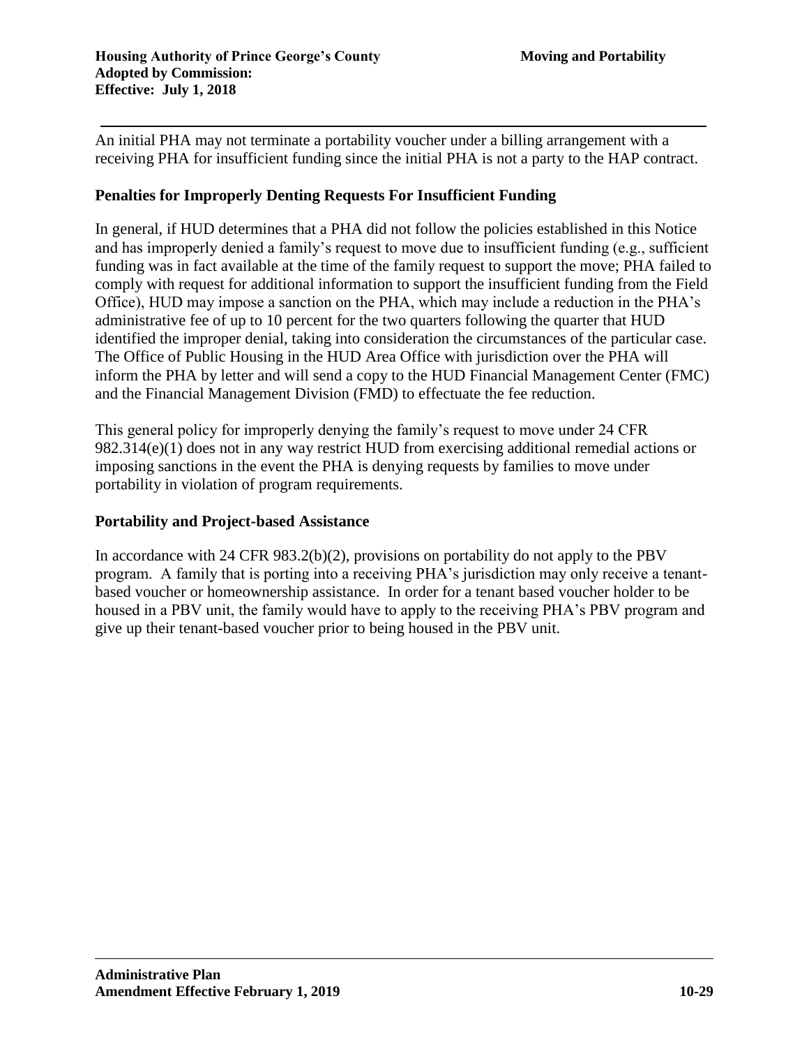An initial PHA may not terminate a portability voucher under a billing arrangement with a receiving PHA for insufficient funding since the initial PHA is not a party to the HAP contract.

### Penalties for Improperly Denting Requests For Insufficient Funding

In general, if HUD determines that a PHA did not follow the policies established in this Notice and has improperly denied a family's request to move due to insufficient funding (e.g., sufficient funding was in fact available at the time of the family request to support the move; PHA failed to comply with request for additional information to support the insufficient funding from the Field Office), HUD may impose a sanction on the PHA, which may include a reduction in the PHA's administrative fee of up to 10 percent for the two quarters following the quarter that HUD identified the improper denial, taking into consideration the circumstances of the particular case. The Office of Public Housing in the HUD Area Office with jurisdiction over the PHA will inform the PHA by letter and will send a copy to the HUD Financial Management Center (FMC) and the Financial Management Division (FMD) to effectuate the fee reduction.

This general policy for improperly denying the family's request to move under 24 CFR 982.314(e)(1) does not in any way restrict HUD from exercising additional remedial actions or imposing sanctions in the event the PHA is denying requests by families to move under portability in violation of program requirements.

### Portability and Project-based Assistance

In accordance with 24 CFR 983.2(b)(2), provisions on portability do not apply to the PBV program. A family that is porting into a receiving PHA's jurisdiction may only receive a tenant-based voucher or homeownership assistance. In order for a tenant based voucher holder to be housed in a PBV unit, the family would have to apply to the receiving PHA's PBV program and give up their tenant-based voucher prior to being housed in the PBV unit.